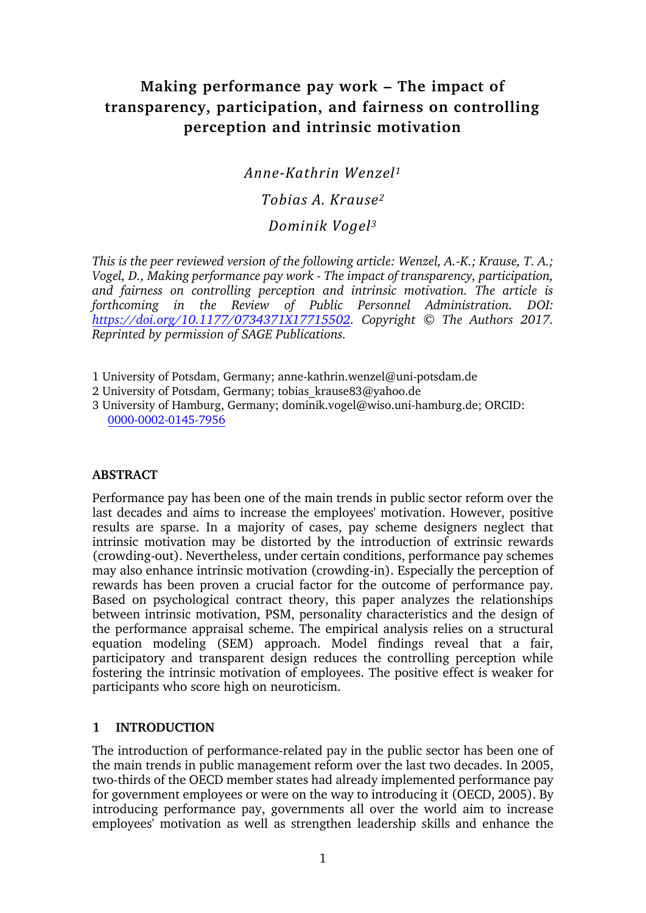# Making performance pay work – The impact of transparency, participation, and fairness on controlling perception and intrinsic motivation

*Anne-Kathrin Wenzel*[1]

*Tobias A. Krause*[2]

*Dominik Vogel*[3]

*This is the peer reviewed version of the following article: Wenzel, A.-K.; Krause, T. A.; Vogel, D., Making performance pay work - The impact of transparency, participation, and fairness on controlling perception and intrinsic motivation. The article is forthcoming in the Review of Public Personnel Administration. DOI: [https://doi.org/10.1177/0734371X17715502](https://doi.org/10.1177/0734371X17715502). Copyright © The Authors 2017. Reprinted by permission of SAGE Publications.*

1 University of Potsdam, Germany; anne-kathrin.wenzel@uni-potsdam.de
2 University of Potsdam, Germany; tobias_krause83@yahoo.de
3 University of Hamburg, Germany; dominik.vogel@wiso.uni-hamburg.de; ORCID: [0000-0002-0145-7956](https://orcid.org/0000-0002-0145-7956)

## ABSTRACT

Performance pay has been one of the main trends in public sector reform over the last decades and aims to increase the employees' motivation. However, positive results are sparse. In a majority of cases, pay scheme designers neglect that intrinsic motivation may be distorted by the introduction of extrinsic rewards (crowding-out). Nevertheless, under certain conditions, performance pay schemes may also enhance intrinsic motivation (crowding-in). Especially the perception of rewards has been proven a crucial factor for the outcome of performance pay. Based on psychological contract theory, this paper analyzes the relationships between intrinsic motivation, PSM, personality characteristics and the design of the performance appraisal scheme. The empirical analysis relies on a structural equation modeling (SEM) approach. Model findings reveal that a fair, participatory and transparent design reduces the controlling perception while fostering the intrinsic motivation of employees. The positive effect is weaker for participants who score high on neuroticism.

## 1 INTRODUCTION

The introduction of performance-related pay in the public sector has been one of the main trends in public management reform over the last two decades. In 2005, two-thirds of the OECD member states had already implemented performance pay for government employees or were on the way to introducing it (OECD, 2005). By introducing performance pay, governments all over the world aim to increase employees' motivation as well as strengthen leadership skills and enhance the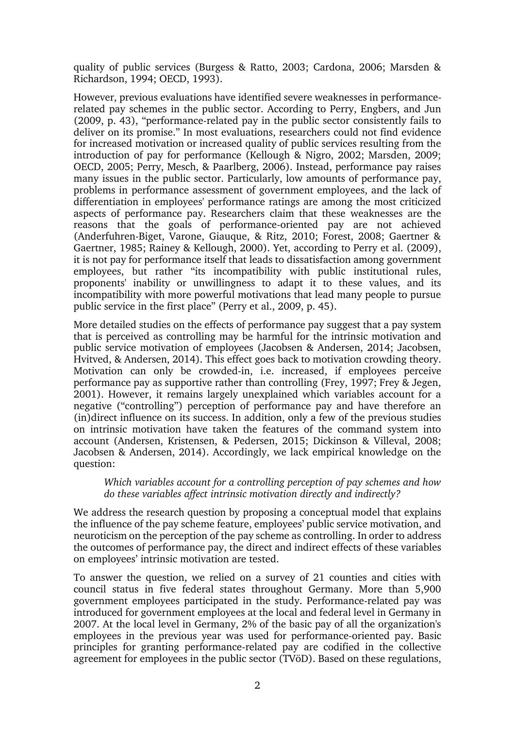quality of public services (Burgess & Ratto, 2003; Cardona, 2006; Marsden & Richardson, 1994; OECD, 1993).

However, previous evaluations have identified severe weaknesses in performance-related pay schemes in the public sector. According to Perry, Engbers, and Jun (2009, p. 43), "performance-related pay in the public sector consistently fails to deliver on its promise." In most evaluations, researchers could not find evidence for increased motivation or increased quality of public services resulting from the introduction of pay for performance (Kellough & Nigro, 2002; Marsden, 2009; OECD, 2005; Perry, Mesch, & Paarlberg, 2006). Instead, performance pay raises many issues in the public sector. Particularly, low amounts of performance pay, problems in performance assessment of government employees, and the lack of differentiation in employees' performance ratings are among the most criticized aspects of performance pay. Researchers claim that these weaknesses are the reasons that the goals of performance-oriented pay are not achieved (Anderfuhren-Biget, Varone, Giauque, & Ritz, 2010; Forest, 2008; Gaertner & Gaertner, 1985; Rainey & Kellough, 2000). Yet, according to Perry et al. (2009), it is not pay for performance itself that leads to dissatisfaction among government employees, but rather "its incompatibility with public institutional rules, proponents' inability or unwillingness to adapt it to these values, and its incompatibility with more powerful motivations that lead many people to pursue public service in the first place" (Perry et al., 2009, p. 45).

More detailed studies on the effects of performance pay suggest that a pay system that is perceived as controlling may be harmful for the intrinsic motivation and public service motivation of employees (Jacobsen & Andersen, 2014; Jacobsen, Hvitved, & Andersen, 2014). This effect goes back to motivation crowding theory. Motivation can only be crowded-in, i.e. increased, if employees perceive performance pay as supportive rather than controlling (Frey, 1997; Frey & Jegen, 2001). However, it remains largely unexplained which variables account for a negative ("controlling") perception of performance pay and have therefore an (in)direct influence on its success. In addition, only a few of the previous studies on intrinsic motivation have taken the features of the command system into account (Andersen, Kristensen, & Pedersen, 2015; Dickinson & Villeval, 2008; Jacobsen & Andersen, 2014). Accordingly, we lack empirical knowledge on the question:

> *Which variables account for a controlling perception of pay schemes and how do these variables affect intrinsic motivation directly and indirectly?*

We address the research question by proposing a conceptual model that explains the influence of the pay scheme feature, employees' public service motivation, and neuroticism on the perception of the pay scheme as controlling. In order to address the outcomes of performance pay, the direct and indirect effects of these variables on employees' intrinsic motivation are tested.

To answer the question, we relied on a survey of 21 counties and cities with council status in five federal states throughout Germany. More than 5,900 government employees participated in the study. Performance-related pay was introduced for government employees at the local and federal level in Germany in 2007. At the local level in Germany, 2% of the basic pay of all the organization's employees in the previous year was used for performance-oriented pay. Basic principles for granting performance-related pay are codified in the collective agreement for employees in the public sector (TVöD). Based on these regulations,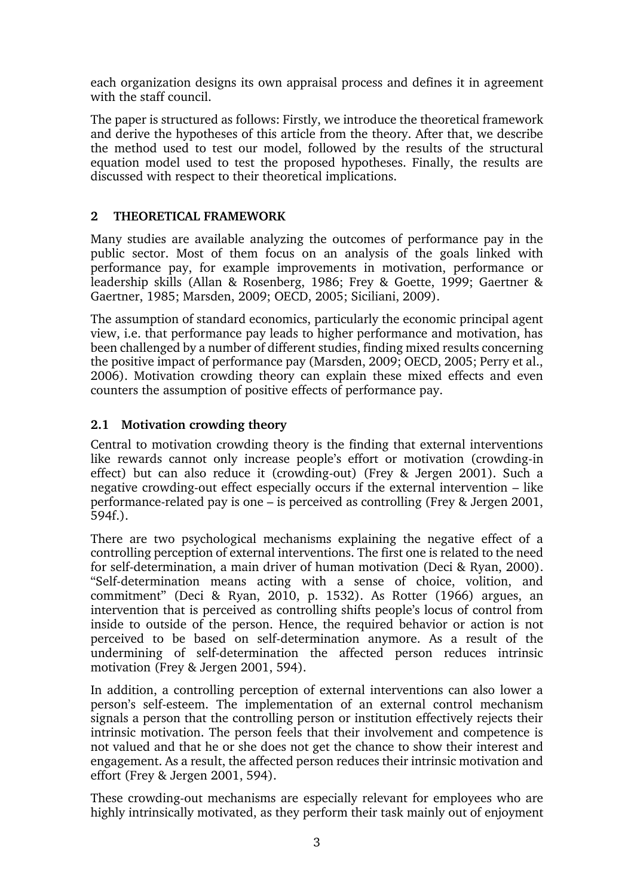each organization designs its own appraisal process and defines it in agreement with the staff council.

The paper is structured as follows: Firstly, we introduce the theoretical framework and derive the hypotheses of this article from the theory. After that, we describe the method used to test our model, followed by the results of the structural equation model used to test the proposed hypotheses. Finally, the results are discussed with respect to their theoretical implications.

## 2 THEORETICAL FRAMEWORK

Many studies are available analyzing the outcomes of performance pay in the public sector. Most of them focus on an analysis of the goals linked with performance pay, for example improvements in motivation, performance or leadership skills (Allan & Rosenberg, 1986; Frey & Goette, 1999; Gaertner & Gaertner, 1985; Marsden, 2009; OECD, 2005; Siciliani, 2009).

The assumption of standard economics, particularly the economic principal agent view, i.e. that performance pay leads to higher performance and motivation, has been challenged by a number of different studies, finding mixed results concerning the positive impact of performance pay (Marsden, 2009; OECD, 2005; Perry et al., 2006). Motivation crowding theory can explain these mixed effects and even counters the assumption of positive effects of performance pay.

### 2.1 Motivation crowding theory

Central to motivation crowding theory is the finding that external interventions like rewards cannot only increase people's effort or motivation (crowding-in effect) but can also reduce it (crowding-out) (Frey & Jergen 2001). Such a negative crowding-out effect especially occurs if the external intervention – like performance-related pay is one – is perceived as controlling (Frey & Jergen 2001, 594f.).

There are two psychological mechanisms explaining the negative effect of a controlling perception of external interventions. The first one is related to the need for self-determination, a main driver of human motivation (Deci & Ryan, 2000). "Self-determination means acting with a sense of choice, volition, and commitment" (Deci & Ryan, 2010, p. 1532). As Rotter (1966) argues, an intervention that is perceived as controlling shifts people's locus of control from inside to outside of the person. Hence, the required behavior or action is not perceived to be based on self-determination anymore. As a result of the undermining of self-determination the affected person reduces intrinsic motivation (Frey & Jergen 2001, 594).

In addition, a controlling perception of external interventions can also lower a person's self-esteem. The implementation of an external control mechanism signals a person that the controlling person or institution effectively rejects their intrinsic motivation. The person feels that their involvement and competence is not valued and that he or she does not get the chance to show their interest and engagement. As a result, the affected person reduces their intrinsic motivation and effort (Frey & Jergen 2001, 594).

These crowding-out mechanisms are especially relevant for employees who are highly intrinsically motivated, as they perform their task mainly out of enjoyment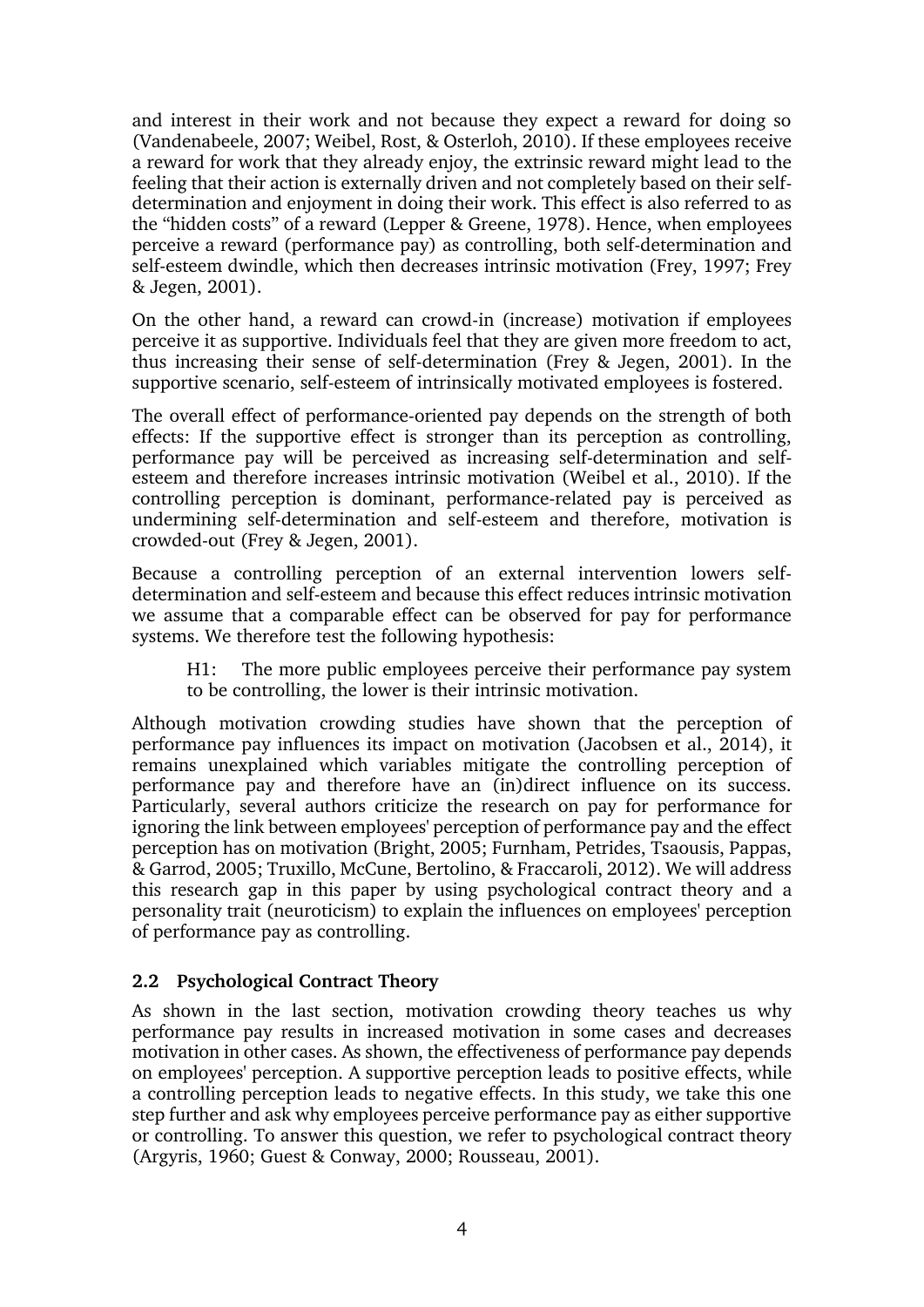and interest in their work and not because they expect a reward for doing so (Vandenabeele, 2007; Weibel, Rost, & Osterloh, 2010). If these employees receive a reward for work that they already enjoy, the extrinsic reward might lead to the feeling that their action is externally driven and not completely based on their self-determination and enjoyment in doing their work. This effect is also referred to as the "hidden costs" of a reward (Lepper & Greene, 1978). Hence, when employees perceive a reward (performance pay) as controlling, both self-determination and self-esteem dwindle, which then decreases intrinsic motivation (Frey, 1997; Frey & Jegen, 2001).

On the other hand, a reward can crowd-in (increase) motivation if employees perceive it as supportive. Individuals feel that they are given more freedom to act, thus increasing their sense of self-determination (Frey & Jegen, 2001). In the supportive scenario, self-esteem of intrinsically motivated employees is fostered.

The overall effect of performance-oriented pay depends on the strength of both effects: If the supportive effect is stronger than its perception as controlling, performance pay will be perceived as increasing self-determination and self-esteem and therefore increases intrinsic motivation (Weibel et al., 2010). If the controlling perception is dominant, performance-related pay is perceived as undermining self-determination and self-esteem and therefore, motivation is crowded-out (Frey & Jegen, 2001).

Because a controlling perception of an external intervention lowers self-determination and self-esteem and because this effect reduces intrinsic motivation we assume that a comparable effect can be observed for pay for performance systems. We therefore test the following hypothesis:

> H1: The more public employees perceive their performance pay system to be controlling, the lower is their intrinsic motivation.

Although motivation crowding studies have shown that the perception of performance pay influences its impact on motivation (Jacobsen et al., 2014), it remains unexplained which variables mitigate the controlling perception of performance pay and therefore have an (in)direct influence on its success. Particularly, several authors criticize the research on pay for performance for ignoring the link between employees' perception of performance pay and the effect perception has on motivation (Bright, 2005; Furnham, Petrides, Tsaousis, Pappas, & Garrod, 2005; Truxillo, McCune, Bertolino, & Fraccaroli, 2012). We will address this research gap in this paper by using psychological contract theory and a personality trait (neuroticism) to explain the influences on employees' perception of performance pay as controlling.

## 2.2 Psychological Contract Theory

As shown in the last section, motivation crowding theory teaches us why performance pay results in increased motivation in some cases and decreases motivation in other cases. As shown, the effectiveness of performance pay depends on employees' perception. A supportive perception leads to positive effects, while a controlling perception leads to negative effects. In this study, we take this one step further and ask why employees perceive performance pay as either supportive or controlling. To answer this question, we refer to psychological contract theory (Argyris, 1960; Guest & Conway, 2000; Rousseau, 2001).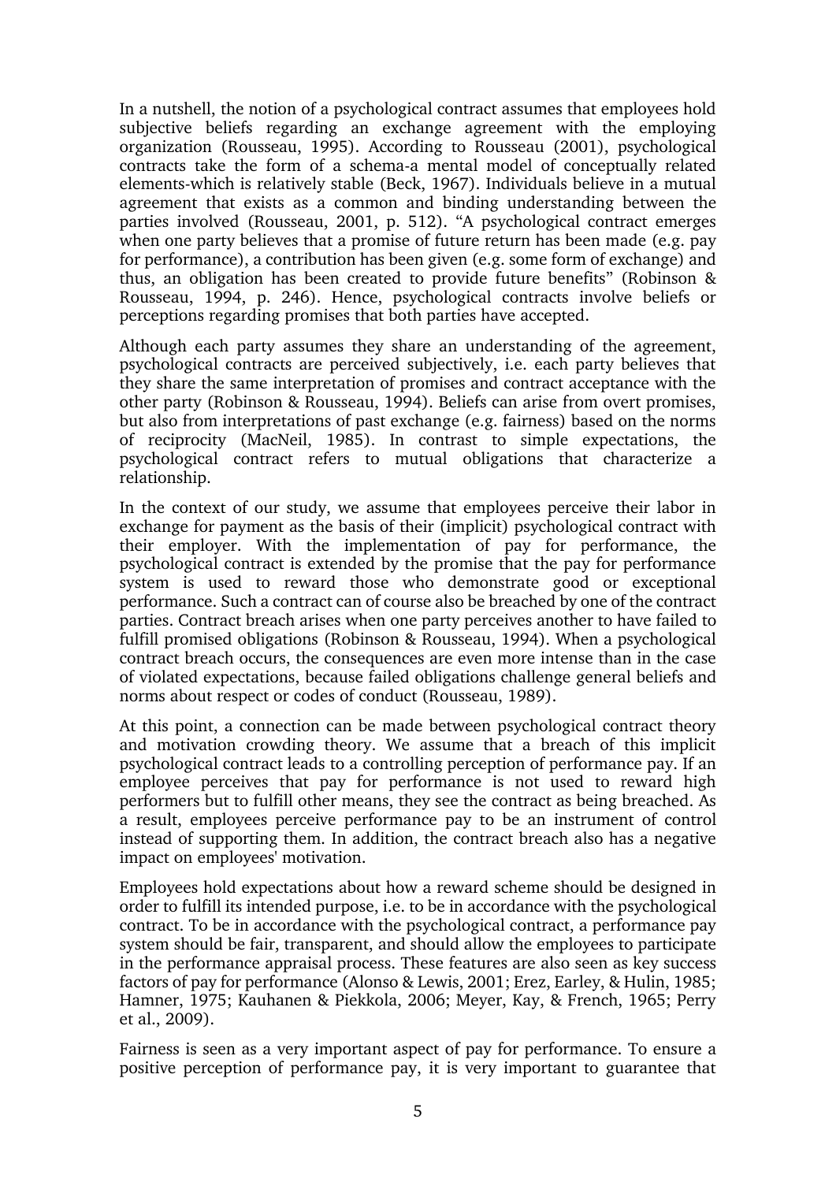In a nutshell, the notion of a psychological contract assumes that employees hold subjective beliefs regarding an exchange agreement with the employing organization (Rousseau, 1995). According to Rousseau (2001), psychological contracts take the form of a schema-a mental model of conceptually related elements-which is relatively stable (Beck, 1967). Individuals believe in a mutual agreement that exists as a common and binding understanding between the parties involved (Rousseau, 2001, p. 512). "A psychological contract emerges when one party believes that a promise of future return has been made (e.g. pay for performance), a contribution has been given (e.g. some form of exchange) and thus, an obligation has been created to provide future benefits" (Robinson & Rousseau, 1994, p. 246). Hence, psychological contracts involve beliefs or perceptions regarding promises that both parties have accepted.

Although each party assumes they share an understanding of the agreement, psychological contracts are perceived subjectively, i.e. each party believes that they share the same interpretation of promises and contract acceptance with the other party (Robinson & Rousseau, 1994). Beliefs can arise from overt promises, but also from interpretations of past exchange (e.g. fairness) based on the norms of reciprocity (MacNeil, 1985). In contrast to simple expectations, the psychological contract refers to mutual obligations that characterize a relationship.

In the context of our study, we assume that employees perceive their labor in exchange for payment as the basis of their (implicit) psychological contract with their employer. With the implementation of pay for performance, the psychological contract is extended by the promise that the pay for performance system is used to reward those who demonstrate good or exceptional performance. Such a contract can of course also be breached by one of the contract parties. Contract breach arises when one party perceives another to have failed to fulfill promised obligations (Robinson & Rousseau, 1994). When a psychological contract breach occurs, the consequences are even more intense than in the case of violated expectations, because failed obligations challenge general beliefs and norms about respect or codes of conduct (Rousseau, 1989).

At this point, a connection can be made between psychological contract theory and motivation crowding theory. We assume that a breach of this implicit psychological contract leads to a controlling perception of performance pay. If an employee perceives that pay for performance is not used to reward high performers but to fulfill other means, they see the contract as being breached. As a result, employees perceive performance pay to be an instrument of control instead of supporting them. In addition, the contract breach also has a negative impact on employees' motivation.

Employees hold expectations about how a reward scheme should be designed in order to fulfill its intended purpose, i.e. to be in accordance with the psychological contract. To be in accordance with the psychological contract, a performance pay system should be fair, transparent, and should allow the employees to participate in the performance appraisal process. These features are also seen as key success factors of pay for performance (Alonso & Lewis, 2001; Erez, Earley, & Hulin, 1985; Hamner, 1975; Kauhanen & Piekkola, 2006; Meyer, Kay, & French, 1965; Perry et al., 2009).

Fairness is seen as a very important aspect of pay for performance. To ensure a positive perception of performance pay, it is very important to guarantee that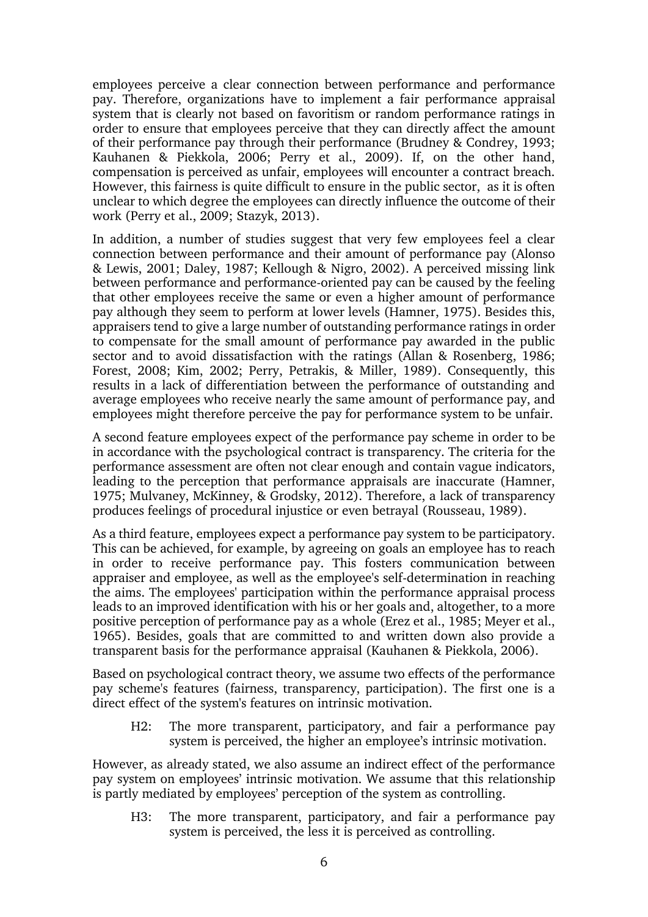employees perceive a clear connection between performance and performance pay. Therefore, organizations have to implement a fair performance appraisal system that is clearly not based on favoritism or random performance ratings in order to ensure that employees perceive that they can directly affect the amount of their performance pay through their performance (Brudney & Condrey, 1993; Kauhanen & Piekkola, 2006; Perry et al., 2009). If, on the other hand, compensation is perceived as unfair, employees will encounter a contract breach. However, this fairness is quite difficult to ensure in the public sector, as it is often unclear to which degree the employees can directly influence the outcome of their work (Perry et al., 2009; Stazyk, 2013).

In addition, a number of studies suggest that very few employees feel a clear connection between performance and their amount of performance pay (Alonso & Lewis, 2001; Daley, 1987; Kellough & Nigro, 2002). A perceived missing link between performance and performance-oriented pay can be caused by the feeling that other employees receive the same or even a higher amount of performance pay although they seem to perform at lower levels (Hamner, 1975). Besides this, appraisers tend to give a large number of outstanding performance ratings in order to compensate for the small amount of performance pay awarded in the public sector and to avoid dissatisfaction with the ratings (Allan & Rosenberg, 1986; Forest, 2008; Kim, 2002; Perry, Petrakis, & Miller, 1989). Consequently, this results in a lack of differentiation between the performance of outstanding and average employees who receive nearly the same amount of performance pay, and employees might therefore perceive the pay for performance system to be unfair.

A second feature employees expect of the performance pay scheme in order to be in accordance with the psychological contract is transparency. The criteria for the performance assessment are often not clear enough and contain vague indicators, leading to the perception that performance appraisals are inaccurate (Hamner, 1975; Mulvaney, McKinney, & Grodsky, 2012). Therefore, a lack of transparency produces feelings of procedural injustice or even betrayal (Rousseau, 1989).

As a third feature, employees expect a performance pay system to be participatory. This can be achieved, for example, by agreeing on goals an employee has to reach in order to receive performance pay. This fosters communication between appraiser and employee, as well as the employee's self-determination in reaching the aims. The employees' participation within the performance appraisal process leads to an improved identification with his or her goals and, altogether, to a more positive perception of performance pay as a whole (Erez et al., 1985; Meyer et al., 1965). Besides, goals that are committed to and written down also provide a transparent basis for the performance appraisal (Kauhanen & Piekkola, 2006).

Based on psychological contract theory, we assume two effects of the performance pay scheme's features (fairness, transparency, participation). The first one is a direct effect of the system's features on intrinsic motivation.

> H2: The more transparent, participatory, and fair a performance pay system is perceived, the higher an employee's intrinsic motivation.

However, as already stated, we also assume an indirect effect of the performance pay system on employees' intrinsic motivation. We assume that this relationship is partly mediated by employees' perception of the system as controlling.

> H3: The more transparent, participatory, and fair a performance pay system is perceived, the less it is perceived as controlling.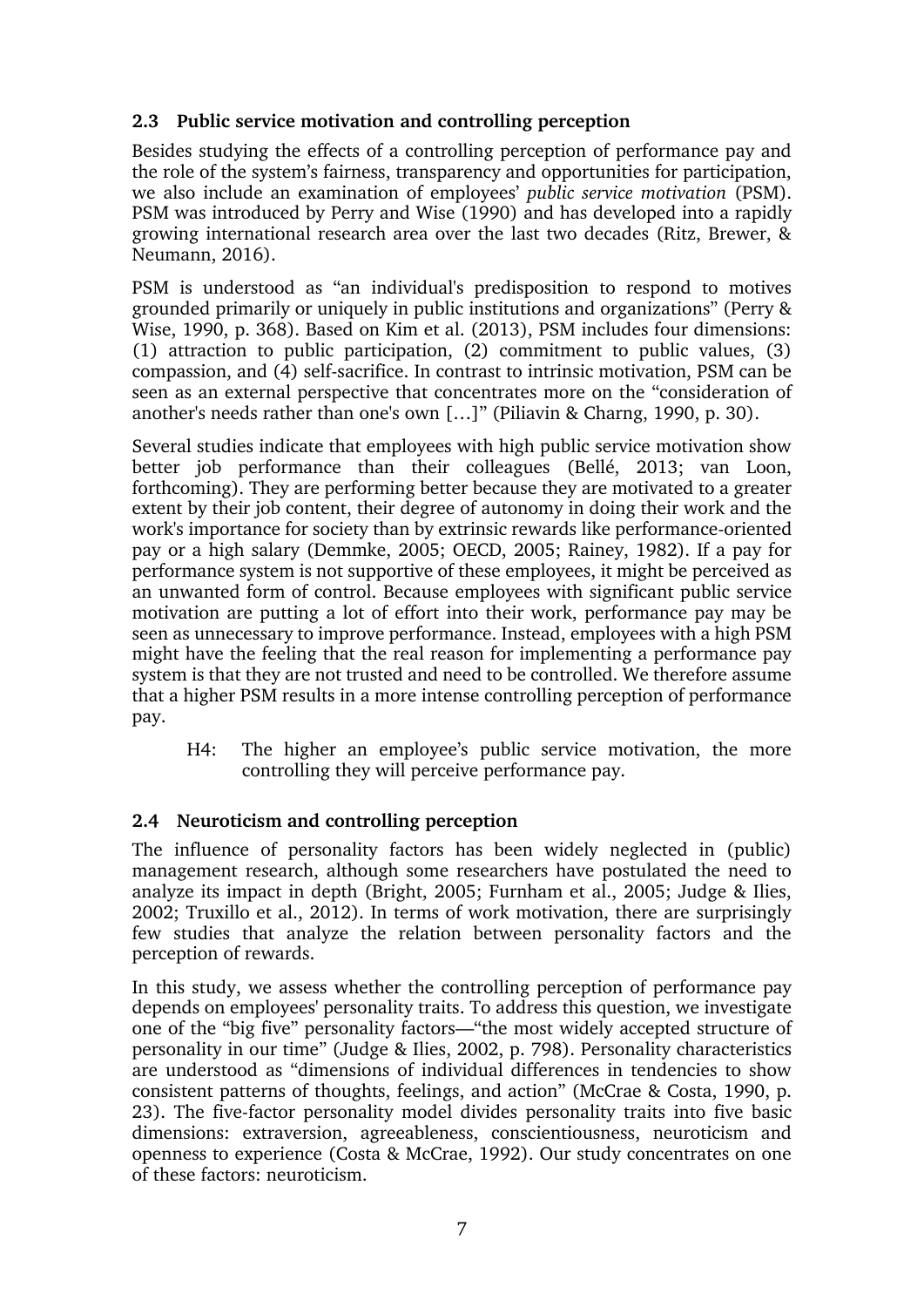### 2.3 Public service motivation and controlling perception

Besides studying the effects of a controlling perception of performance pay and the role of the system's fairness, transparency and opportunities for participation, we also include an examination of employees' *public service motivation* (PSM). PSM was introduced by Perry and Wise (1990) and has developed into a rapidly growing international research area over the last two decades (Ritz, Brewer, & Neumann, 2016).

PSM is understood as "an individual's predisposition to respond to motives grounded primarily or uniquely in public institutions and organizations" (Perry & Wise, 1990, p. 368). Based on Kim et al. (2013), PSM includes four dimensions: (1) attraction to public participation, (2) commitment to public values, (3) compassion, and (4) self-sacrifice. In contrast to intrinsic motivation, PSM can be seen as an external perspective that concentrates more on the "consideration of another's needs rather than one's own […]" (Piliavin & Charng, 1990, p. 30).

Several studies indicate that employees with high public service motivation show better job performance than their colleagues (Bellé, 2013; van Loon, forthcoming). They are performing better because they are motivated to a greater extent by their job content, their degree of autonomy in doing their work and the work's importance for society than by extrinsic rewards like performance-oriented pay or a high salary (Demmke, 2005; OECD, 2005; Rainey, 1982). If a pay for performance system is not supportive of these employees, it might be perceived as an unwanted form of control. Because employees with significant public service motivation are putting a lot of effort into their work, performance pay may be seen as unnecessary to improve performance. Instead, employees with a high PSM might have the feeling that the real reason for implementing a performance pay system is that they are not trusted and need to be controlled. We therefore assume that a higher PSM results in a more intense controlling perception of performance pay.

> H4: The higher an employee's public service motivation, the more controlling they will perceive performance pay.

### 2.4 Neuroticism and controlling perception

The influence of personality factors has been widely neglected in (public) management research, although some researchers have postulated the need to analyze its impact in depth (Bright, 2005; Furnham et al., 2005; Judge & Ilies, 2002; Truxillo et al., 2012). In terms of work motivation, there are surprisingly few studies that analyze the relation between personality factors and the perception of rewards.

In this study, we assess whether the controlling perception of performance pay depends on employees' personality traits. To address this question, we investigate one of the "big five" personality factors—"the most widely accepted structure of personality in our time" (Judge & Ilies, 2002, p. 798). Personality characteristics are understood as "dimensions of individual differences in tendencies to show consistent patterns of thoughts, feelings, and action" (McCrae & Costa, 1990, p. 23). The five-factor personality model divides personality traits into five basic dimensions: extraversion, agreeableness, conscientiousness, neuroticism and openness to experience (Costa & McCrae, 1992). Our study concentrates on one of these factors: neuroticism.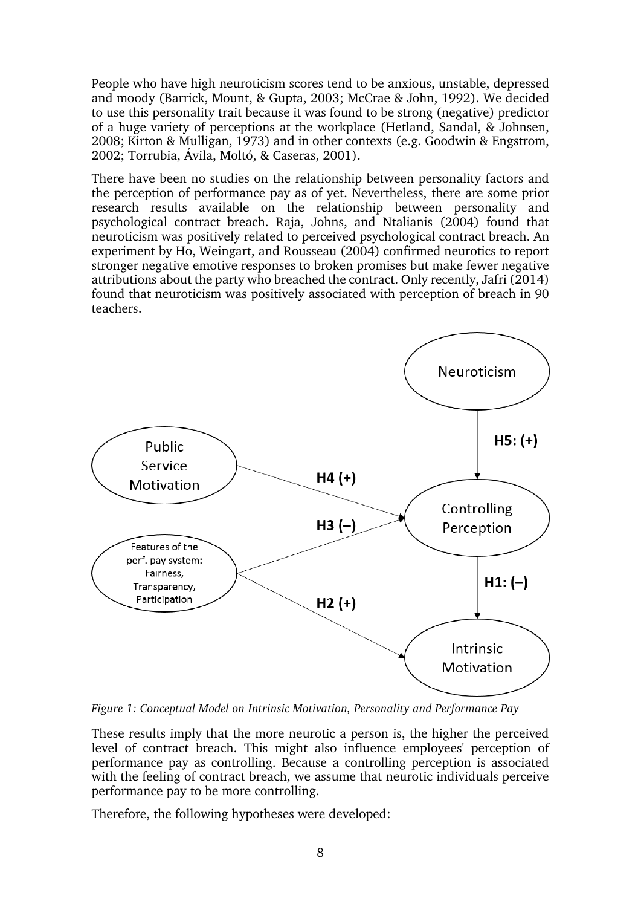People who have high neuroticism scores tend to be anxious, unstable, depressed and moody (Barrick, Mount, & Gupta, 2003; McCrae & John, 1992). We decided to use this personality trait because it was found to be strong (negative) predictor of a huge variety of perceptions at the workplace (Hetland, Sandal, & Johnsen, 2008; Kirton & Mulligan, 1973) and in other contexts (e.g. Goodwin & Engstrom, 2002; Torrubia, Ávila, Moltó, & Caseras, 2001).

There have been no studies on the relationship between personality factors and the perception of performance pay as of yet. Nevertheless, there are some prior research results available on the relationship between personality and psychological contract breach. Raja, Johns, and Ntalianis (2004) found that neuroticism was positively related to perceived psychological contract breach. An experiment by Ho, Weingart, and Rousseau (2004) confirmed neurotics to report stronger negative emotive responses to broken promises but make fewer negative attributions about the party who breached the contract. Only recently, Jafri (2014) found that neuroticism was positively associated with perception of breach in 90 teachers.

Neuroticism

H5: (+)

Public Service Motivation

H4 (+)

Controlling Perception

H3 (–)

Features of the perf. pay system: Fairness, Transparency, Participation

H1: (–)

H2 (+)

Intrinsic Motivation

*Figure 1: Conceptual Model on Intrinsic Motivation, Personality and Performance Pay*

These results imply that the more neurotic a person is, the higher the perceived level of contract breach. This might also influence employees' perception of performance pay as controlling. Because a controlling perception is associated with the feeling of contract breach, we assume that neurotic individuals perceive performance pay to be more controlling.

Therefore, the following hypotheses were developed: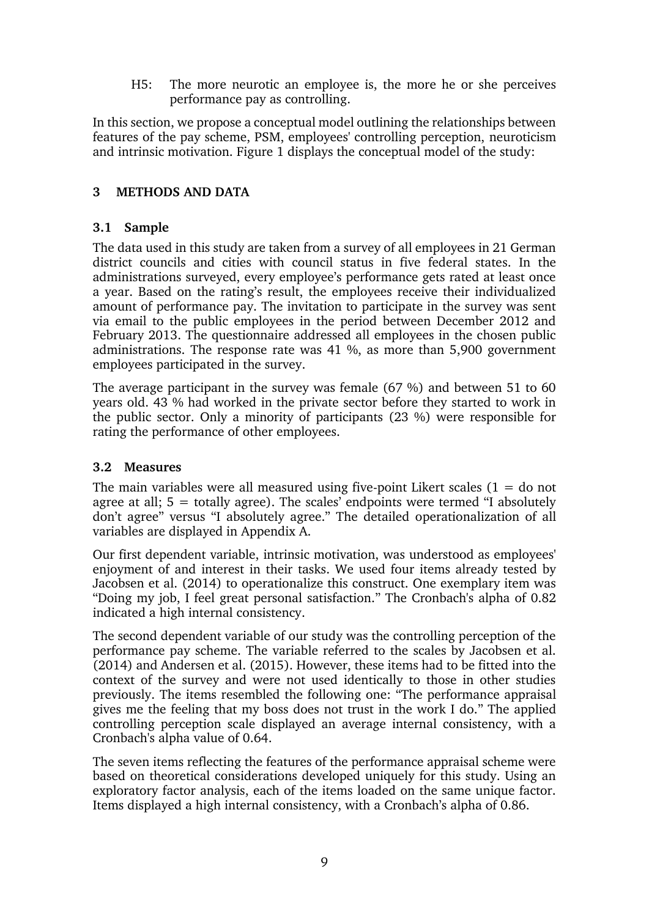H5: The more neurotic an employee is, the more he or she perceives performance pay as controlling.

In this section, we propose a conceptual model outlining the relationships between features of the pay scheme, PSM, employees' controlling perception, neuroticism and intrinsic motivation. Figure 1 displays the conceptual model of the study:

## 3 METHODS AND DATA

### 3.1 Sample

The data used in this study are taken from a survey of all employees in 21 German district councils and cities with council status in five federal states. In the administrations surveyed, every employee's performance gets rated at least once a year. Based on the rating's result, the employees receive their individualized amount of performance pay. The invitation to participate in the survey was sent via email to the public employees in the period between December 2012 and February 2013. The questionnaire addressed all employees in the chosen public administrations. The response rate was 41 %, as more than 5,900 government employees participated in the survey.

The average participant in the survey was female (67 %) and between 51 to 60 years old. 43 % had worked in the private sector before they started to work in the public sector. Only a minority of participants (23 %) were responsible for rating the performance of other employees.

### 3.2 Measures

The main variables were all measured using five-point Likert scales (1 = do not agree at all; 5 = totally agree). The scales' endpoints were termed "I absolutely don't agree" versus "I absolutely agree." The detailed operationalization of all variables are displayed in Appendix A.

Our first dependent variable, intrinsic motivation, was understood as employees' enjoyment of and interest in their tasks. We used four items already tested by Jacobsen et al. (2014) to operationalize this construct. One exemplary item was "Doing my job, I feel great personal satisfaction." The Cronbach's alpha of 0.82 indicated a high internal consistency.

The second dependent variable of our study was the controlling perception of the performance pay scheme. The variable referred to the scales by Jacobsen et al. (2014) and Andersen et al. (2015). However, these items had to be fitted into the context of the survey and were not used identically to those in other studies previously. The items resembled the following one: "The performance appraisal gives me the feeling that my boss does not trust in the work I do." The applied controlling perception scale displayed an average internal consistency, with a Cronbach's alpha value of 0.64.

The seven items reflecting the features of the performance appraisal scheme were based on theoretical considerations developed uniquely for this study. Using an exploratory factor analysis, each of the items loaded on the same unique factor. Items displayed a high internal consistency, with a Cronbach's alpha of 0.86.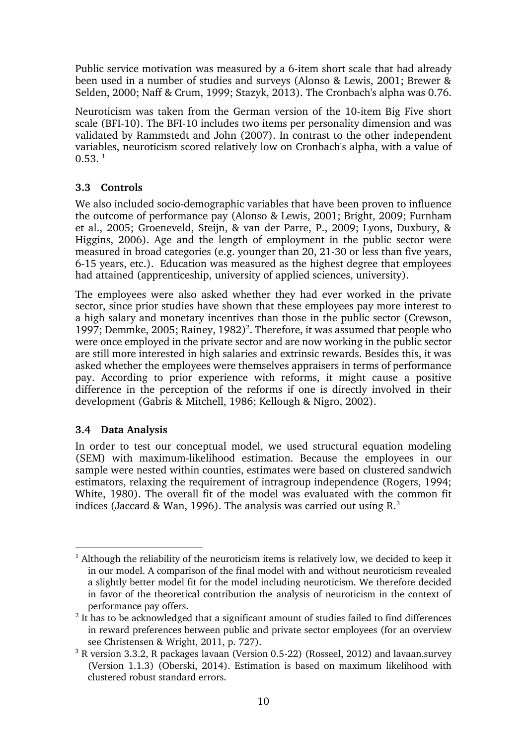Public service motivation was measured by a 6-item short scale that had already been used in a number of studies and surveys (Alonso & Lewis, 2001; Brewer & Selden, 2000; Naff & Crum, 1999; Stazyk, 2013). The Cronbach's alpha was 0.76.

Neuroticism was taken from the German version of the 10-item Big Five short scale (BFI-10). The BFI-10 includes two items per personality dimension and was validated by Rammstedt and John (2007). In contrast to the other independent variables, neuroticism scored relatively low on Cronbach's alpha, with a value of 0.53. [1]

### 3.3 Controls

We also included socio-demographic variables that have been proven to influence the outcome of performance pay (Alonso & Lewis, 2001; Bright, 2009; Furnham et al., 2005; Groeneveld, Steijn, & van der Parre, P., 2009; Lyons, Duxbury, & Higgins, 2006). Age and the length of employment in the public sector were measured in broad categories (e.g. younger than 20, 21-30 or less than five years, 6-15 years, etc.). Education was measured as the highest degree that employees had attained (apprenticeship, university of applied sciences, university).

The employees were also asked whether they had ever worked in the private sector, since prior studies have shown that these employees pay more interest to a high salary and monetary incentives than those in the public sector (Crewson, 1997; Demmke, 2005; Rainey, 1982)[2]. Therefore, it was assumed that people who were once employed in the private sector and are now working in the public sector are still more interested in high salaries and extrinsic rewards. Besides this, it was asked whether the employees were themselves appraisers in terms of performance pay. According to prior experience with reforms, it might cause a positive difference in the perception of the reforms if one is directly involved in their development (Gabris & Mitchell, 1986; Kellough & Nigro, 2002).

### 3.4 Data Analysis

In order to test our conceptual model, we used structural equation modeling (SEM) with maximum-likelihood estimation. Because the employees in our sample were nested within counties, estimates were based on clustered sandwich estimators, relaxing the requirement of intragroup independence (Rogers, 1994; White, 1980). The overall fit of the model was evaluated with the common fit indices (Jaccard & Wan, 1996). The analysis was carried out using R.[3]

---

[1] Although the reliability of the neuroticism items is relatively low, we decided to keep it in our model. A comparison of the final model with and without neuroticism revealed a slightly better model fit for the model including neuroticism. We therefore decided in favor of the theoretical contribution the analysis of neuroticism in the context of performance pay offers.

[2] It has to be acknowledged that a significant amount of studies failed to find differences in reward preferences between public and private sector employees (for an overview see Christensen & Wright, 2011, p. 727).

[3] R version 3.3.2, R packages lavaan (Version 0.5-22) (Rosseel, 2012) and lavaan.survey (Version 1.1.3) (Oberski, 2014). Estimation is based on maximum likelihood with clustered robust standard errors.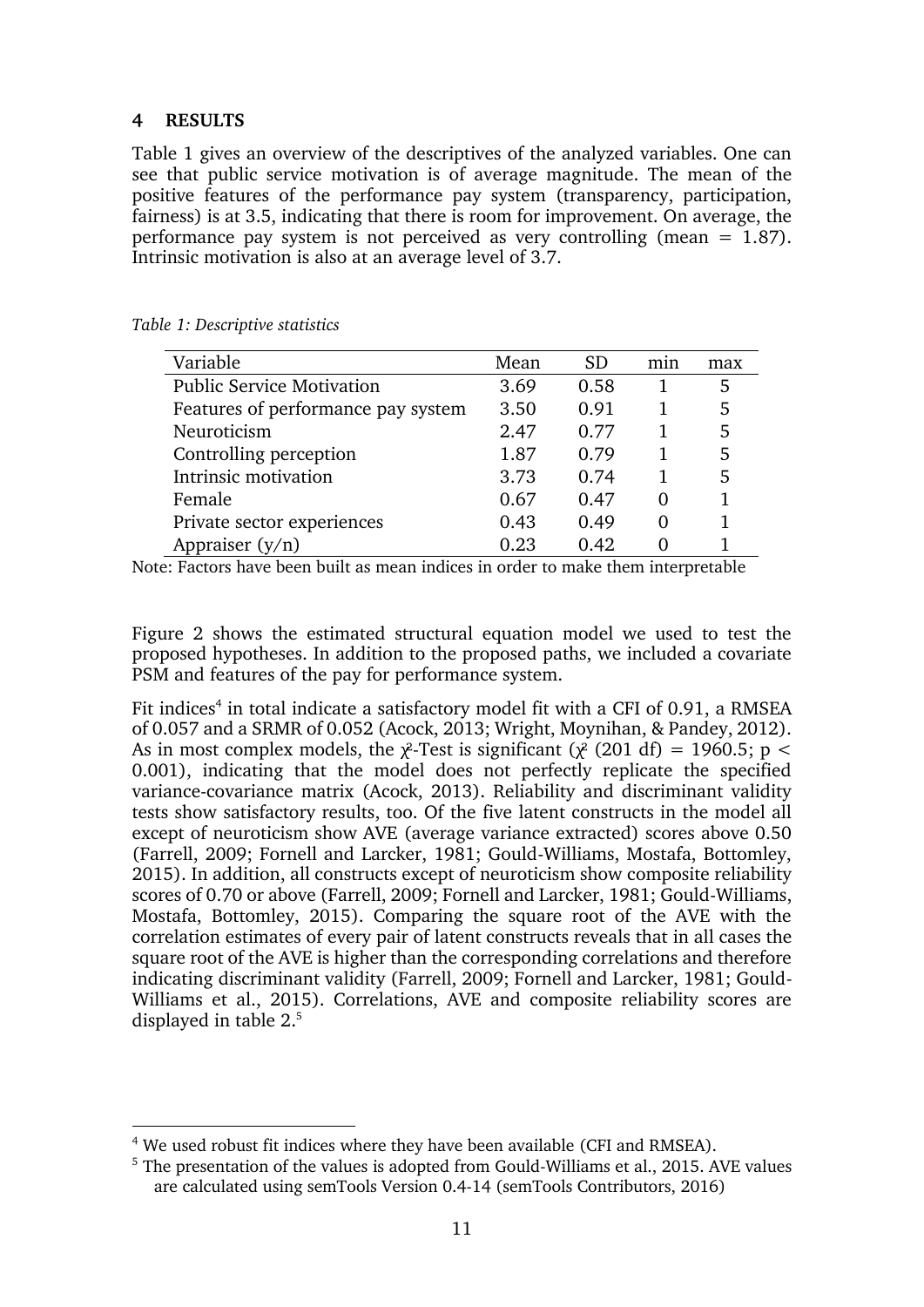## 4 RESULTS

Table 1 gives an overview of the descriptives of the analyzed variables. One can see that public service motivation is of average magnitude. The mean of the positive features of the performance pay system (transparency, participation, fairness) is at 3.5, indicating that there is room for improvement. On average, the performance pay system is not perceived as very controlling (mean = 1.87). Intrinsic motivation is also at an average level of 3.7.

*Table 1: Descriptive statistics*

| Variable | Mean | SD | min | max |
|---|---|---|---|---|
| Public Service Motivation | 3.69 | 0.58 | 1 | 5 |
| Features of performance pay system | 3.50 | 0.91 | 1 | 5 |
| Neuroticism | 2.47 | 0.77 | 1 | 5 |
| Controlling perception | 1.87 | 0.79 | 1 | 5 |
| Intrinsic motivation | 3.73 | 0.74 | 1 | 5 |
| Female | 0.67 | 0.47 | 0 | 1 |
| Private sector experiences | 0.43 | 0.49 | 0 | 1 |
| Appraiser (y/n) | 0.23 | 0.42 | 0 | 1 |

Note: Factors have been built as mean indices in order to make them interpretable

Figure 2 shows the estimated structural equation model we used to test the proposed hypotheses. In addition to the proposed paths, we included a covariate PSM and features of the pay for performance system.

Fit indices[4] in total indicate a satisfactory model fit with a CFI of 0.91, a RMSEA of 0.057 and a SRMR of 0.052 (Acock, 2013; Wright, Moynihan, & Pandey, 2012). As in most complex models, the $\chi^2$-Test is significant ($\chi^2$ (201 df) = 1960.5; $p < 0.001$), indicating that the model does not perfectly replicate the specified variance-covariance matrix (Acock, 2013). Reliability and discriminant validity tests show satisfactory results, too. Of the five latent constructs in the model all except of neuroticism show AVE (average variance extracted) scores above 0.50 (Farrell, 2009; Fornell and Larcker, 1981; Gould-Williams, Mostafa, Bottomley, 2015). In addition, all constructs except of neuroticism show composite reliability scores of 0.70 or above (Farrell, 2009; Fornell and Larcker, 1981; Gould-Williams, Mostafa, Bottomley, 2015). Comparing the square root of the AVE with the correlation estimates of every pair of latent constructs reveals that in all cases the square root of the AVE is higher than the corresponding correlations and therefore indicating discriminant validity (Farrell, 2009; Fornell and Larcker, 1981; Gould-Williams et al., 2015). Correlations, AVE and composite reliability scores are displayed in table 2.[5]

---

[4] We used robust fit indices where they have been available (CFI and RMSEA).

[5] The presentation of the values is adopted from Gould-Williams et al., 2015. AVE values are calculated using semTools Version 0.4-14 (semTools Contributors, 2016)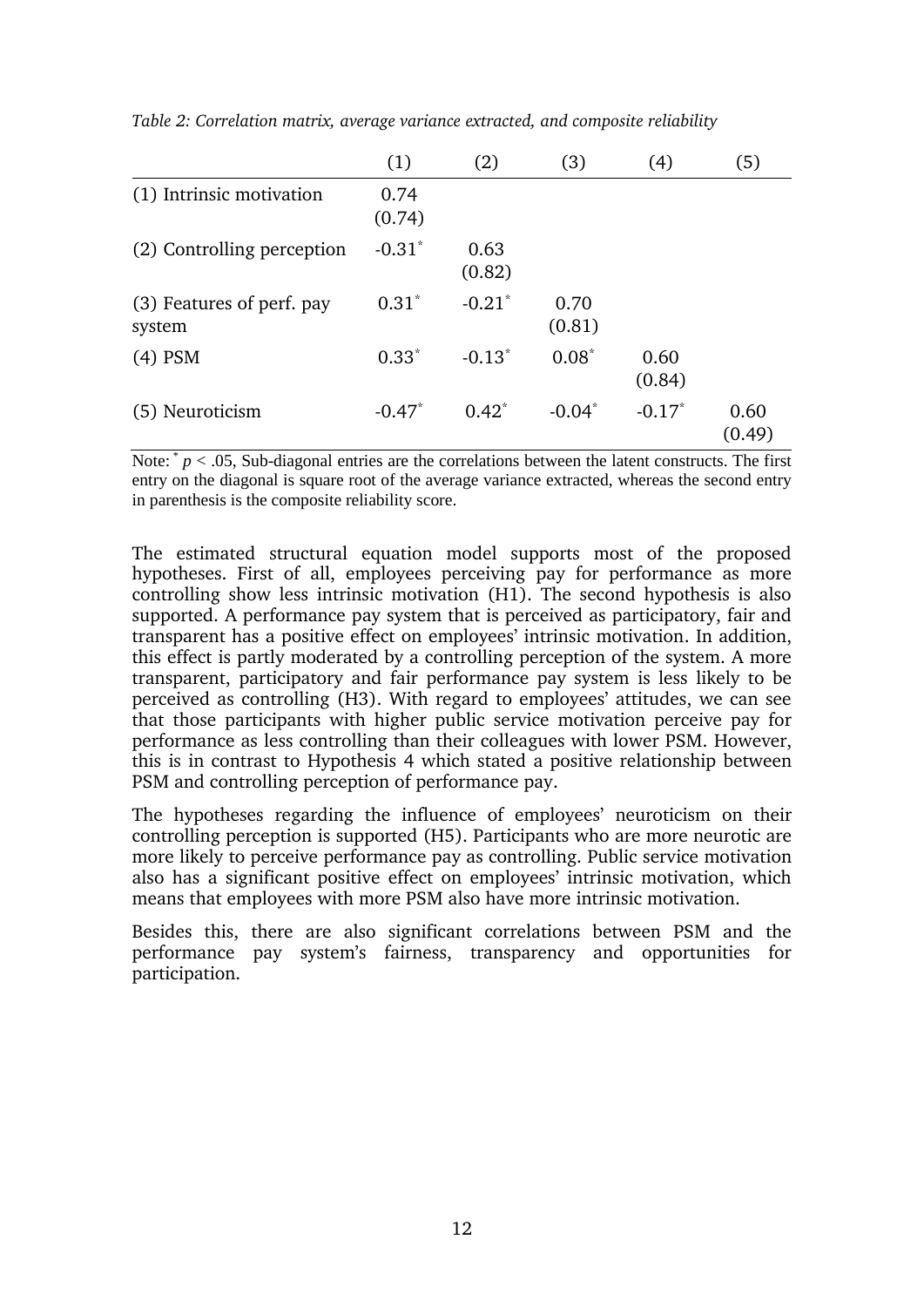*Table 2: Correlation matrix, average variance extracted, and composite reliability*

| | (1) | (2) | (3) | (4) | (5) |
|---|---|---|---|---|---|
| (1) Intrinsic motivation | 0.74 (0.74) | | | | |
| (2) Controlling perception | -0.31* | 0.63 (0.82) | | | |
| (3) Features of perf. pay system | 0.31* | -0.21* | 0.70 (0.81) | | |
| (4) PSM | 0.33* | -0.13* | 0.08* | 0.60 (0.84) | |
| (5) Neuroticism | -0.47* | 0.42* | -0.04* | -0.17* | 0.60 (0.49) |

Note: * $p < .05$, Sub-diagonal entries are the correlations between the latent constructs. The first entry on the diagonal is square root of the average variance extracted, whereas the second entry in parenthesis is the composite reliability score.

The estimated structural equation model supports most of the proposed hypotheses. First of all, employees perceiving pay for performance as more controlling show less intrinsic motivation (H1). The second hypothesis is also supported. A performance pay system that is perceived as participatory, fair and transparent has a positive effect on employees' intrinsic motivation. In addition, this effect is partly moderated by a controlling perception of the system. A more transparent, participatory and fair performance pay system is less likely to be perceived as controlling (H3). With regard to employees' attitudes, we can see that those participants with higher public service motivation perceive pay for performance as less controlling than their colleagues with lower PSM. However, this is in contrast to Hypothesis 4 which stated a positive relationship between PSM and controlling perception of performance pay.

The hypotheses regarding the influence of employees' neuroticism on their controlling perception is supported (H5). Participants who are more neurotic are more likely to perceive performance pay as controlling. Public service motivation also has a significant positive effect on employees' intrinsic motivation, which means that employees with more PSM also have more intrinsic motivation.

Besides this, there are also significant correlations between PSM and the performance pay system's fairness, transparency and opportunities for participation.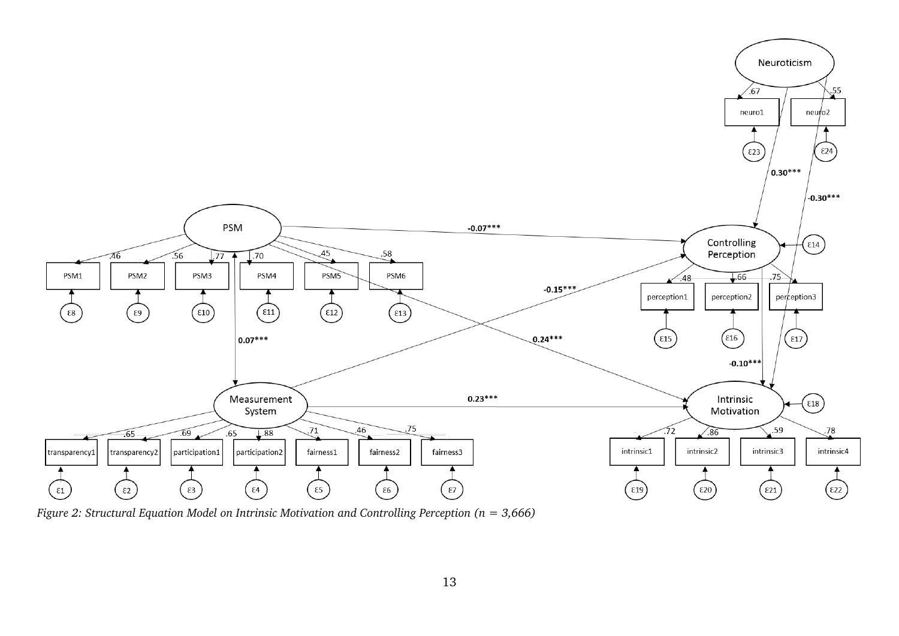Figure 2: Structural Equation Model on Intrinsic Motivation and Controlling Perception (n = 3,666)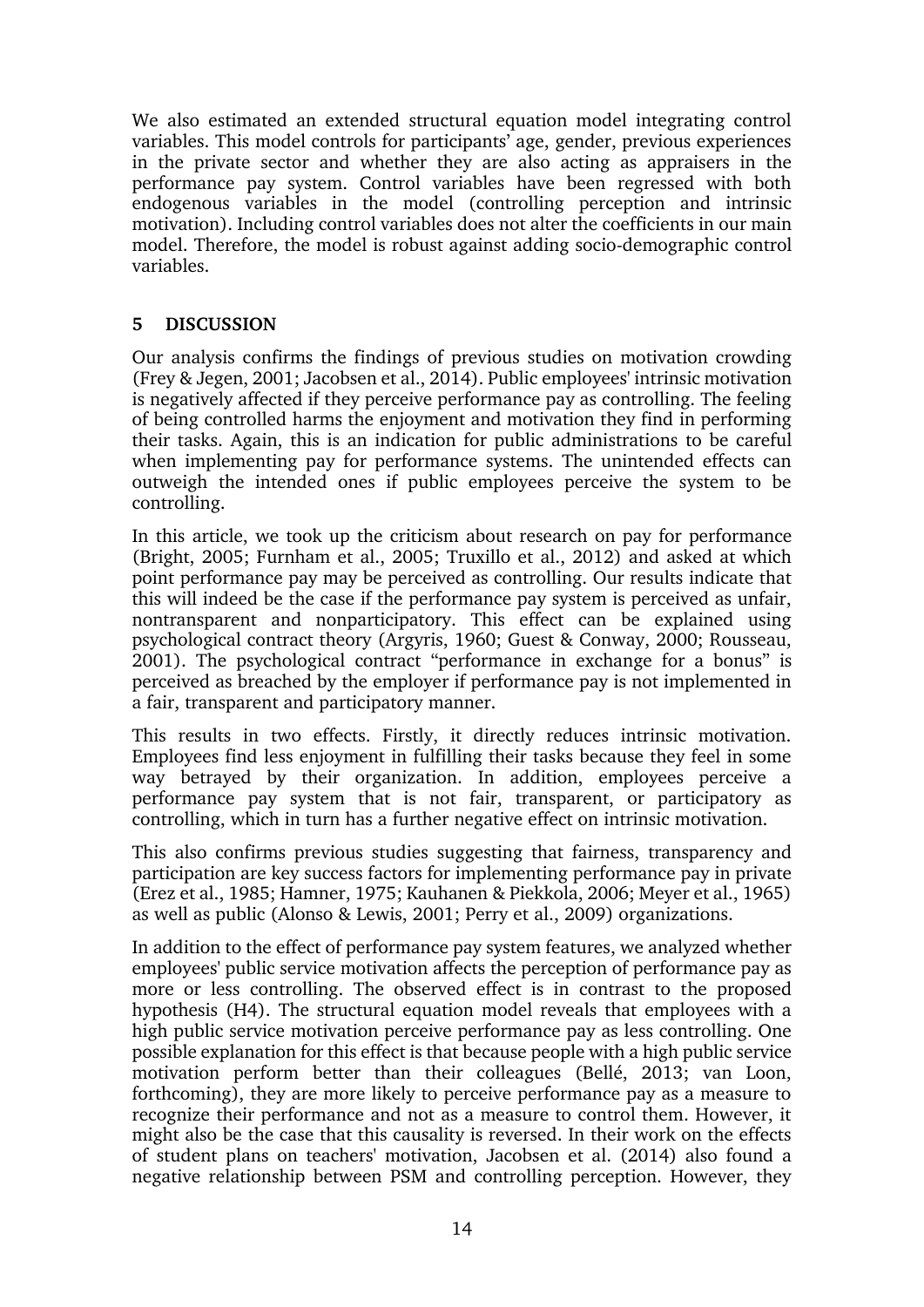We also estimated an extended structural equation model integrating control variables. This model controls for participants' age, gender, previous experiences in the private sector and whether they are also acting as appraisers in the performance pay system. Control variables have been regressed with both endogenous variables in the model (controlling perception and intrinsic motivation). Including control variables does not alter the coefficients in our main model. Therefore, the model is robust against adding socio-demographic control variables.

## 5 DISCUSSION

Our analysis confirms the findings of previous studies on motivation crowding (Frey & Jegen, 2001; Jacobsen et al., 2014). Public employees' intrinsic motivation is negatively affected if they perceive performance pay as controlling. The feeling of being controlled harms the enjoyment and motivation they find in performing their tasks. Again, this is an indication for public administrations to be careful when implementing pay for performance systems. The unintended effects can outweigh the intended ones if public employees perceive the system to be controlling.

In this article, we took up the criticism about research on pay for performance (Bright, 2005; Furnham et al., 2005; Truxillo et al., 2012) and asked at which point performance pay may be perceived as controlling. Our results indicate that this will indeed be the case if the performance pay system is perceived as unfair, nontransparent and nonparticipatory. This effect can be explained using psychological contract theory (Argyris, 1960; Guest & Conway, 2000; Rousseau, 2001). The psychological contract "performance in exchange for a bonus" is perceived as breached by the employer if performance pay is not implemented in a fair, transparent and participatory manner.

This results in two effects. Firstly, it directly reduces intrinsic motivation. Employees find less enjoyment in fulfilling their tasks because they feel in some way betrayed by their organization. In addition, employees perceive a performance pay system that is not fair, transparent, or participatory as controlling, which in turn has a further negative effect on intrinsic motivation.

This also confirms previous studies suggesting that fairness, transparency and participation are key success factors for implementing performance pay in private (Erez et al., 1985; Hamner, 1975; Kauhanen & Piekkola, 2006; Meyer et al., 1965) as well as public (Alonso & Lewis, 2001; Perry et al., 2009) organizations.

In addition to the effect of performance pay system features, we analyzed whether employees' public service motivation affects the perception of performance pay as more or less controlling. The observed effect is in contrast to the proposed hypothesis (H4). The structural equation model reveals that employees with a high public service motivation perceive performance pay as less controlling. One possible explanation for this effect is that because people with a high public service motivation perform better than their colleagues (Bellé, 2013; van Loon, forthcoming), they are more likely to perceive performance pay as a measure to recognize their performance and not as a measure to control them. However, it might also be the case that this causality is reversed. In their work on the effects of student plans on teachers' motivation, Jacobsen et al. (2014) also found a negative relationship between PSM and controlling perception. However, they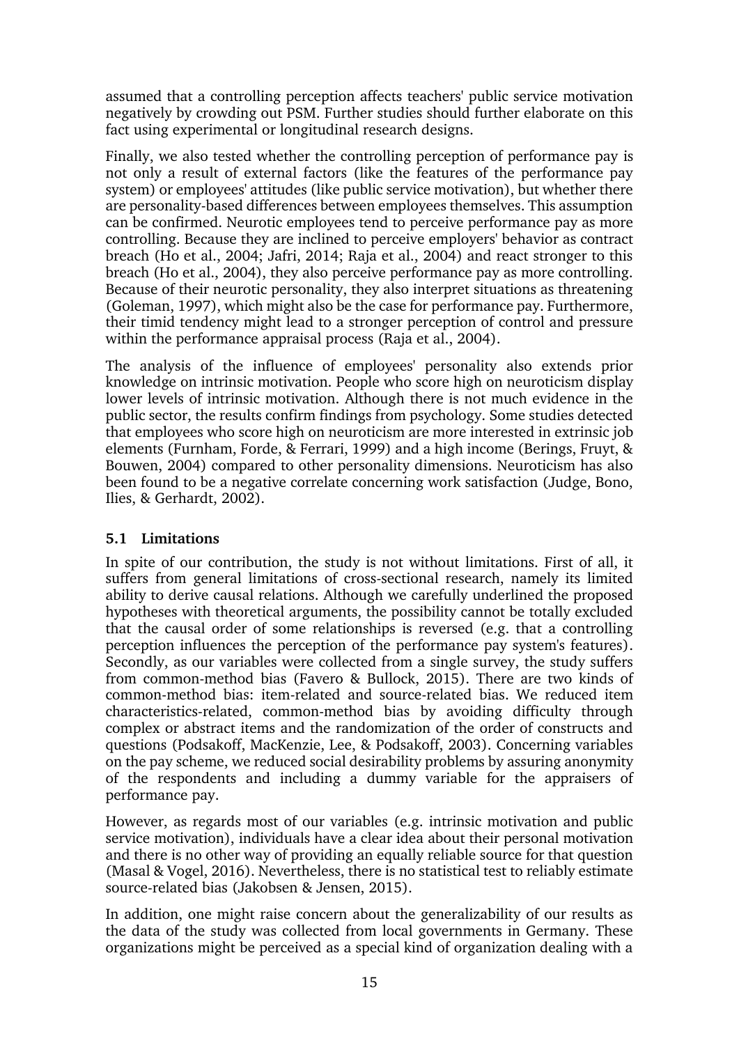assumed that a controlling perception affects teachers' public service motivation negatively by crowding out PSM. Further studies should further elaborate on this fact using experimental or longitudinal research designs.

Finally, we also tested whether the controlling perception of performance pay is not only a result of external factors (like the features of the performance pay system) or employees' attitudes (like public service motivation), but whether there are personality-based differences between employees themselves. This assumption can be confirmed. Neurotic employees tend to perceive performance pay as more controlling. Because they are inclined to perceive employers' behavior as contract breach (Ho et al., 2004; Jafri, 2014; Raja et al., 2004) and react stronger to this breach (Ho et al., 2004), they also perceive performance pay as more controlling. Because of their neurotic personality, they also interpret situations as threatening (Goleman, 1997), which might also be the case for performance pay. Furthermore, their timid tendency might lead to a stronger perception of control and pressure within the performance appraisal process (Raja et al., 2004).

The analysis of the influence of employees' personality also extends prior knowledge on intrinsic motivation. People who score high on neuroticism display lower levels of intrinsic motivation. Although there is not much evidence in the public sector, the results confirm findings from psychology. Some studies detected that employees who score high on neuroticism are more interested in extrinsic job elements (Furnham, Forde, & Ferrari, 1999) and a high income (Berings, Fruyt, & Bouwen, 2004) compared to other personality dimensions. Neuroticism has also been found to be a negative correlate concerning work satisfaction (Judge, Bono, Ilies, & Gerhardt, 2002).

### 5.1 Limitations

In spite of our contribution, the study is not without limitations. First of all, it suffers from general limitations of cross-sectional research, namely its limited ability to derive causal relations. Although we carefully underlined the proposed hypotheses with theoretical arguments, the possibility cannot be totally excluded that the causal order of some relationships is reversed (e.g. that a controlling perception influences the perception of the performance pay system's features). Secondly, as our variables were collected from a single survey, the study suffers from common-method bias (Favero & Bullock, 2015). There are two kinds of common-method bias: item-related and source-related bias. We reduced item characteristics-related, common-method bias by avoiding difficulty through complex or abstract items and the randomization of the order of constructs and questions (Podsakoff, MacKenzie, Lee, & Podsakoff, 2003). Concerning variables on the pay scheme, we reduced social desirability problems by assuring anonymity of the respondents and including a dummy variable for the appraisers of performance pay.

However, as regards most of our variables (e.g. intrinsic motivation and public service motivation), individuals have a clear idea about their personal motivation and there is no other way of providing an equally reliable source for that question (Masal & Vogel, 2016). Nevertheless, there is no statistical test to reliably estimate source-related bias (Jakobsen & Jensen, 2015).

In addition, one might raise concern about the generalizability of our results as the data of the study was collected from local governments in Germany. These organizations might be perceived as a special kind of organization dealing with a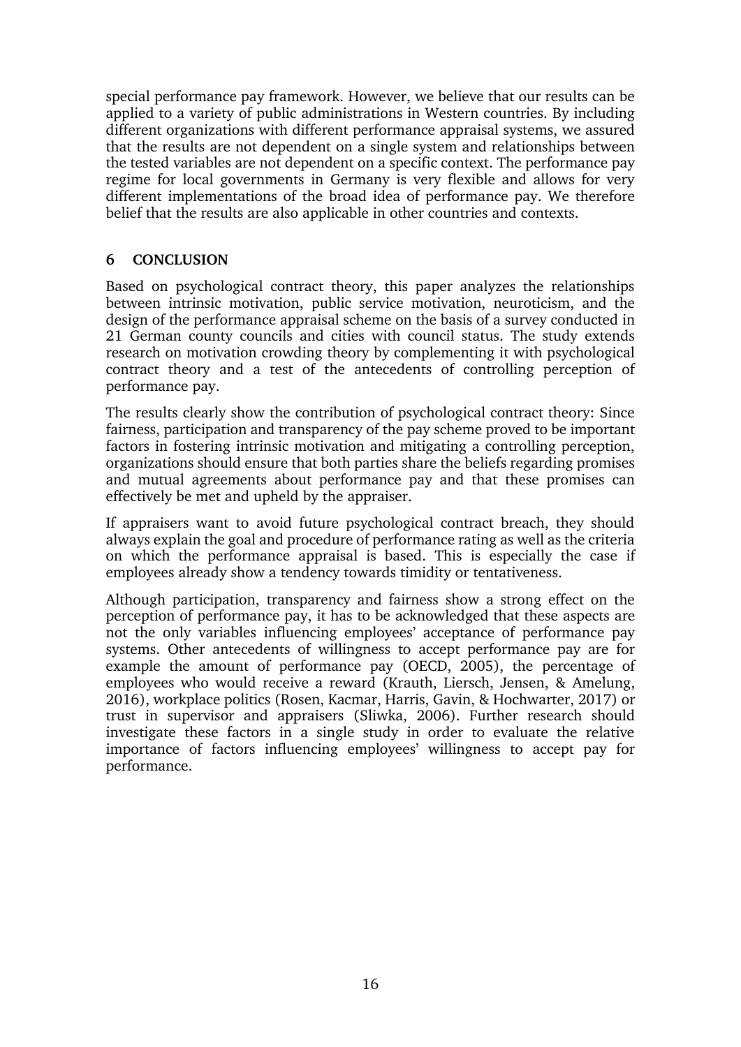special performance pay framework. However, we believe that our results can be applied to a variety of public administrations in Western countries. By including different organizations with different performance appraisal systems, we assured that the results are not dependent on a single system and relationships between the tested variables are not dependent on a specific context. The performance pay regime for local governments in Germany is very flexible and allows for very different implementations of the broad idea of performance pay. We therefore belief that the results are also applicable in other countries and contexts.

## 6 CONCLUSION

Based on psychological contract theory, this paper analyzes the relationships between intrinsic motivation, public service motivation, neuroticism, and the design of the performance appraisal scheme on the basis of a survey conducted in 21 German county councils and cities with council status. The study extends research on motivation crowding theory by complementing it with psychological contract theory and a test of the antecedents of controlling perception of performance pay.

The results clearly show the contribution of psychological contract theory: Since fairness, participation and transparency of the pay scheme proved to be important factors in fostering intrinsic motivation and mitigating a controlling perception, organizations should ensure that both parties share the beliefs regarding promises and mutual agreements about performance pay and that these promises can effectively be met and upheld by the appraiser.

If appraisers want to avoid future psychological contract breach, they should always explain the goal and procedure of performance rating as well as the criteria on which the performance appraisal is based. This is especially the case if employees already show a tendency towards timidity or tentativeness.

Although participation, transparency and fairness show a strong effect on the perception of performance pay, it has to be acknowledged that these aspects are not the only variables influencing employees' acceptance of performance pay systems. Other antecedents of willingness to accept performance pay are for example the amount of performance pay (OECD, 2005), the percentage of employees who would receive a reward (Krauth, Liersch, Jensen, & Amelung, 2016), workplace politics (Rosen, Kacmar, Harris, Gavin, & Hochwarter, 2017) or trust in supervisor and appraisers (Sliwka, 2006). Further research should investigate these factors in a single study in order to evaluate the relative importance of factors influencing employees' willingness to accept pay for performance.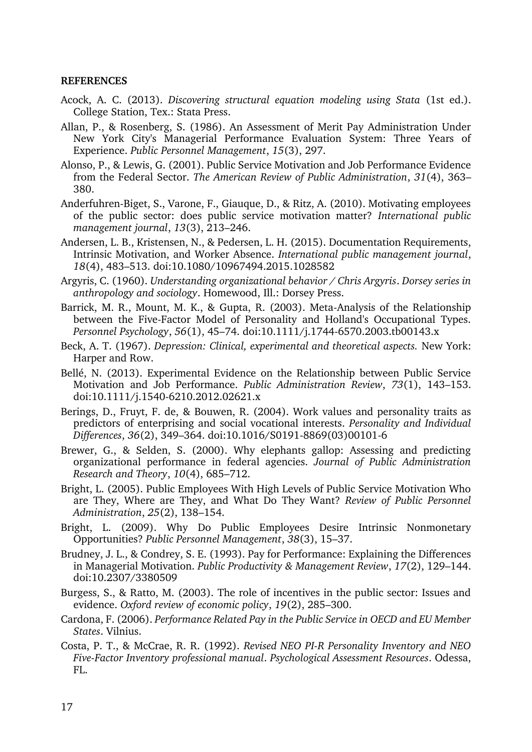## REFERENCES

Acock, A. C. (2013). *Discovering structural equation modeling using Stata* (1st ed.). College Station, Tex.: Stata Press.

Allan, P., & Rosenberg, S. (1986). An Assessment of Merit Pay Administration Under New York City's Managerial Performance Evaluation System: Three Years of Experience. *Public Personnel Management*, *15*(3), 297.

Alonso, P., & Lewis, G. (2001). Public Service Motivation and Job Performance Evidence from the Federal Sector. *The American Review of Public Administration*, *31*(4), 363–380.

Anderfuhren-Biget, S., Varone, F., Giauque, D., & Ritz, A. (2010). Motivating employees of the public sector: does public service motivation matter? *International public management journal*, *13*(3), 213–246.

Andersen, L. B., Kristensen, N., & Pedersen, L. H. (2015). Documentation Requirements, Intrinsic Motivation, and Worker Absence. *International public management journal*, *18*(4), 483–513. doi:10.1080/10967494.2015.1028582

Argyris, C. (1960). *Understanding organizational behavior / Chris Argyris*. *Dorsey series in anthropology and sociology*. Homewood, Ill.: Dorsey Press.

Barrick, M. R., Mount, M. K., & Gupta, R. (2003). Meta-Analysis of the Relationship between the Five-Factor Model of Personality and Holland's Occupational Types. *Personnel Psychology*, *56*(1), 45–74. doi:10.1111/j.1744-6570.2003.tb00143.x

Beck, A. T. (1967). *Depression: Clinical, experimental and theoretical aspects.* New York: Harper and Row.

Bellé, N. (2013). Experimental Evidence on the Relationship between Public Service Motivation and Job Performance. *Public Administration Review*, *73*(1), 143–153. doi:10.1111/j.1540-6210.2012.02621.x

Berings, D., Fruyt, F. de, & Bouwen, R. (2004). Work values and personality traits as predictors of enterprising and social vocational interests. *Personality and Individual Differences*, *36*(2), 349–364. doi:10.1016/S0191-8869(03)00101-6

Brewer, G., & Selden, S. (2000). Why elephants gallop: Assessing and predicting organizational performance in federal agencies. *Journal of Public Administration Research and Theory*, *10*(4), 685–712.

Bright, L. (2005). Public Employees With High Levels of Public Service Motivation Who are They, Where are They, and What Do They Want? *Review of Public Personnel Administration*, *25*(2), 138–154.

Bright, L. (2009). Why Do Public Employees Desire Intrinsic Nonmonetary Opportunities? *Public Personnel Management*, *38*(3), 15–37.

Brudney, J. L., & Condrey, S. E. (1993). Pay for Performance: Explaining the Differences in Managerial Motivation. *Public Productivity & Management Review*, *17*(2), 129–144. doi:10.2307/3380509

Burgess, S., & Ratto, M. (2003). The role of incentives in the public sector: Issues and evidence. *Oxford review of economic policy*, *19*(2), 285–300.

Cardona, F. (2006). *Performance Related Pay in the Public Service in OECD and EU Member States*. Vilnius.

Costa, P. T., & McCrae, R. R. (1992). *Revised NEO PI-R Personality Inventory and NEO Five-Factor Inventory professional manual*. *Psychological Assessment Resources*. Odessa, FL.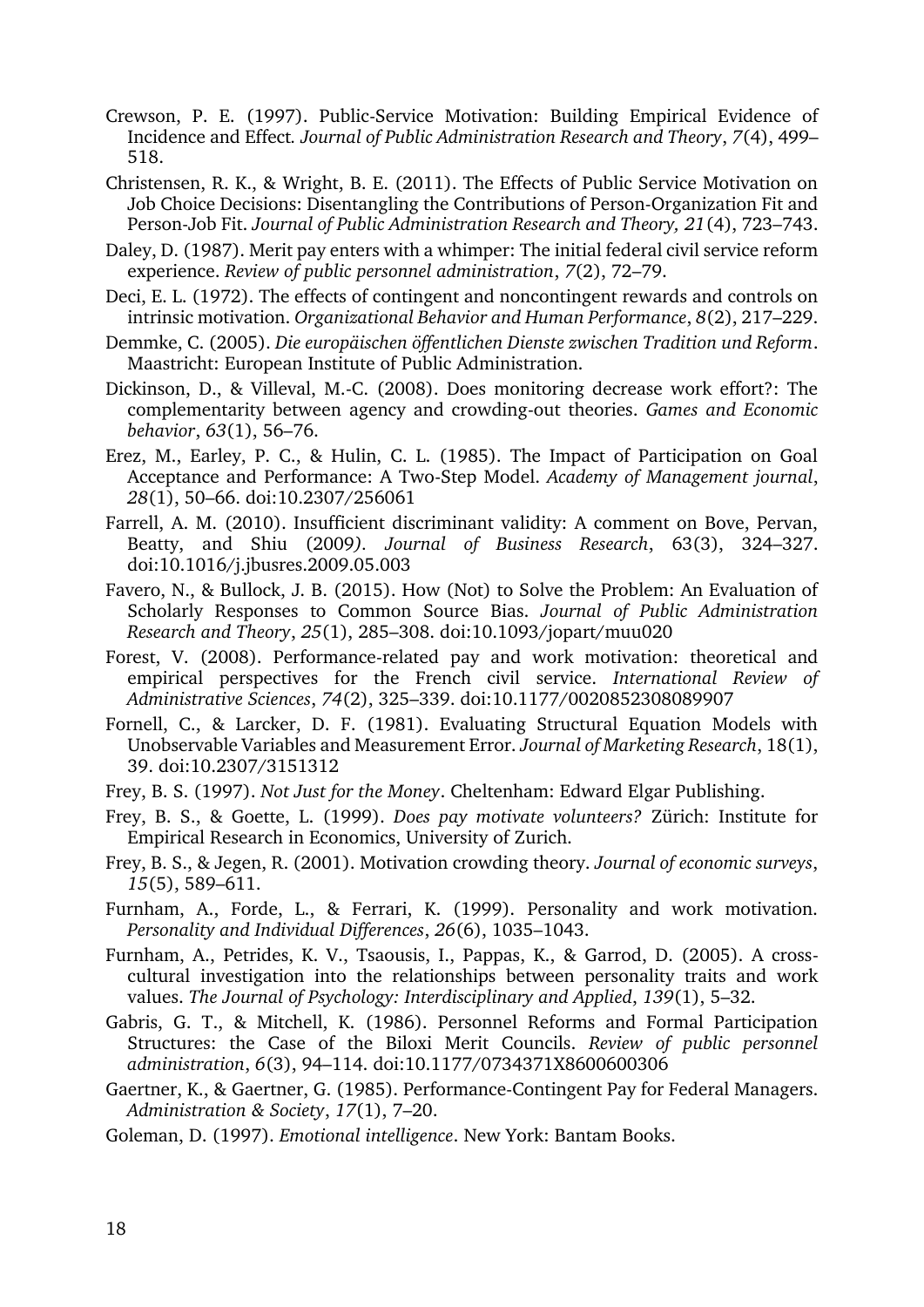Crewson, P. E. (1997). Public-Service Motivation: Building Empirical Evidence of Incidence and Effect. *Journal of Public Administration Research and Theory*, *7*(4), 499–518.

Christensen, R. K., & Wright, B. E. (2011). The Effects of Public Service Motivation on Job Choice Decisions: Disentangling the Contributions of Person-Organization Fit and Person-Job Fit. *Journal of Public Administration Research and Theory, 21*(4), 723–743.

Daley, D. (1987). Merit pay enters with a whimper: The initial federal civil service reform experience. *Review of public personnel administration*, *7*(2), 72–79.

Deci, E. L. (1972). The effects of contingent and noncontingent rewards and controls on intrinsic motivation. *Organizational Behavior and Human Performance*, *8*(2), 217–229.

Demmke, C. (2005). *Die europäischen öffentlichen Dienste zwischen Tradition und Reform*. Maastricht: European Institute of Public Administration.

Dickinson, D., & Villeval, M.-C. (2008). Does monitoring decrease work effort?: The complementarity between agency and crowding-out theories. *Games and Economic behavior*, *63*(1), 56–76.

Erez, M., Earley, P. C., & Hulin, C. L. (1985). The Impact of Participation on Goal Acceptance and Performance: A Two-Step Model. *Academy of Management journal*, *28*(1), 50–66. doi:10.2307/256061

Farrell, A. M. (2010). Insufficient discriminant validity: A comment on Bove, Pervan, Beatty, and Shiu (2009*)*. *Journal of Business Research*, 63(3), 324–327. doi:10.1016/j.jbusres.2009.05.003

Favero, N., & Bullock, J. B. (2015). How (Not) to Solve the Problem: An Evaluation of Scholarly Responses to Common Source Bias. *Journal of Public Administration Research and Theory*, *25*(1), 285–308. doi:10.1093/jopart/muu020

Forest, V. (2008). Performance-related pay and work motivation: theoretical and empirical perspectives for the French civil service. *International Review of Administrative Sciences*, *74*(2), 325–339. doi:10.1177/0020852308089907

Fornell, C., & Larcker, D. F. (1981). Evaluating Structural Equation Models with Unobservable Variables and Measurement Error. *Journal of Marketing Research*, 18(1), 39. doi:10.2307/3151312

Frey, B. S. (1997). *Not Just for the Money*. Cheltenham: Edward Elgar Publishing.

Frey, B. S., & Goette, L. (1999). *Does pay motivate volunteers?* Zürich: Institute for Empirical Research in Economics, University of Zurich.

Frey, B. S., & Jegen, R. (2001). Motivation crowding theory. *Journal of economic surveys*, *15*(5), 589–611.

Furnham, A., Forde, L., & Ferrari, K. (1999). Personality and work motivation. *Personality and Individual Differences*, *26*(6), 1035–1043.

Furnham, A., Petrides, K. V., Tsaousis, I., Pappas, K., & Garrod, D. (2005). A cross-cultural investigation into the relationships between personality traits and work values. *The Journal of Psychology: Interdisciplinary and Applied*, *139*(1), 5–32.

Gabris, G. T., & Mitchell, K. (1986). Personnel Reforms and Formal Participation Structures: the Case of the Biloxi Merit Councils. *Review of public personnel administration*, *6*(3), 94–114. doi:10.1177/0734371X8600600306

Gaertner, K., & Gaertner, G. (1985). Performance-Contingent Pay for Federal Managers. *Administration & Society*, *17*(1), 7–20.

Goleman, D. (1997). *Emotional intelligence*. New York: Bantam Books.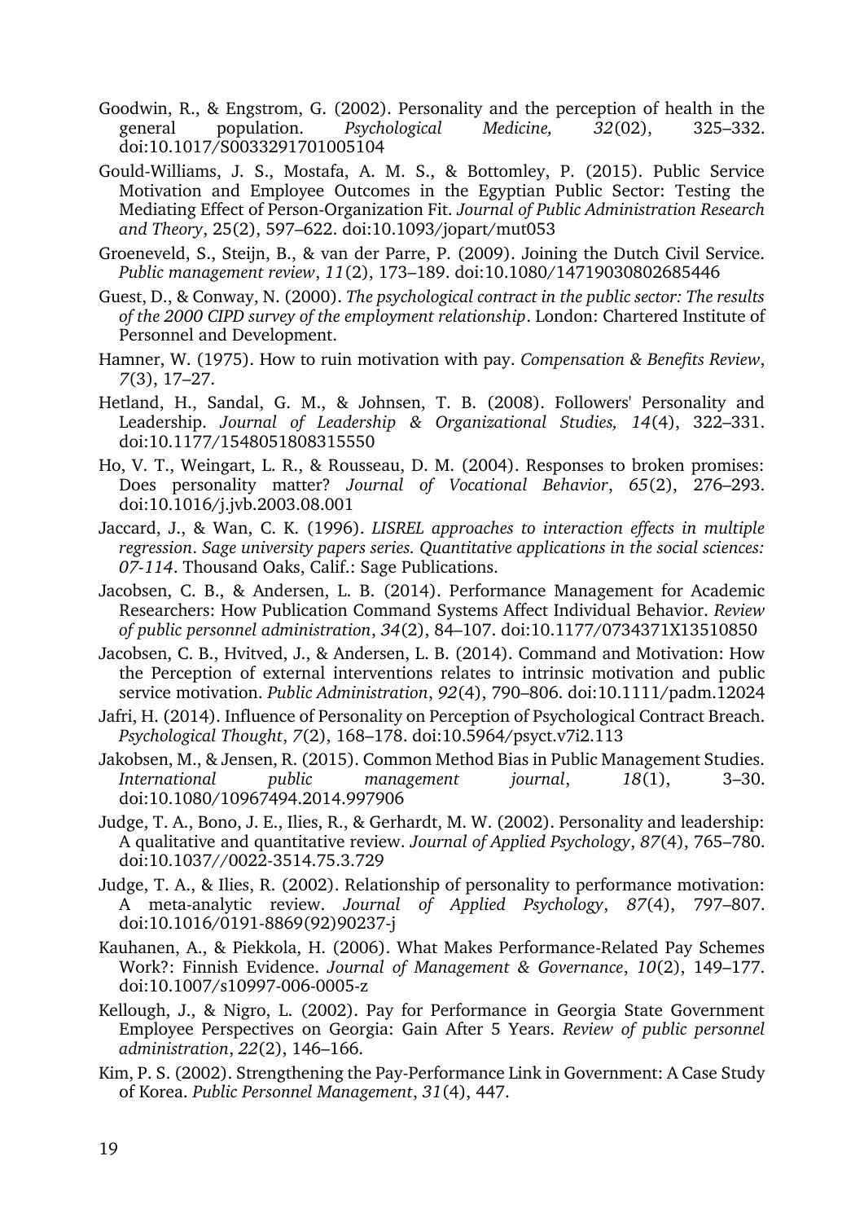Goodwin, R., & Engstrom, G. (2002). Personality and the perception of health in the general population. *Psychological Medicine, 32*(02), 325–332. doi:10.1017/S0033291701005104

Gould-Williams, J. S., Mostafa, A. M. S., & Bottomley, P. (2015). Public Service Motivation and Employee Outcomes in the Egyptian Public Sector: Testing the Mediating Effect of Person-Organization Fit. *Journal of Public Administration Research and Theory*, 25(2), 597–622. doi:10.1093/jopart/mut053

Groeneveld, S., Steijn, B., & van der Parre, P. (2009). Joining the Dutch Civil Service. *Public management review*, *11*(2), 173–189. doi:10.1080/14719030802685446

Guest, D., & Conway, N. (2000). *The psychological contract in the public sector: The results of the 2000 CIPD survey of the employment relationship*. London: Chartered Institute of Personnel and Development.

Hamner, W. (1975). How to ruin motivation with pay. *Compensation & Benefits Review*, *7*(3), 17–27.

Hetland, H., Sandal, G. M., & Johnsen, T. B. (2008). Followers' Personality and Leadership. *Journal of Leadership & Organizational Studies, 14*(4), 322–331. doi:10.1177/1548051808315550

Ho, V. T., Weingart, L. R., & Rousseau, D. M. (2004). Responses to broken promises: Does personality matter? *Journal of Vocational Behavior*, *65*(2), 276–293. doi:10.1016/j.jvb.2003.08.001

Jaccard, J., & Wan, C. K. (1996). *LISREL approaches to interaction effects in multiple regression*. *Sage university papers series. Quantitative applications in the social sciences: 07-114*. Thousand Oaks, Calif.: Sage Publications.

Jacobsen, C. B., & Andersen, L. B. (2014). Performance Management for Academic Researchers: How Publication Command Systems Affect Individual Behavior. *Review of public personnel administration*, *34*(2), 84–107. doi:10.1177/0734371X13510850

Jacobsen, C. B., Hvitved, J., & Andersen, L. B. (2014). Command and Motivation: How the Perception of external interventions relates to intrinsic motivation and public service motivation. *Public Administration*, *92*(4), 790–806. doi:10.1111/padm.12024

Jafri, H. (2014). Influence of Personality on Perception of Psychological Contract Breach. *Psychological Thought*, *7*(2), 168–178. doi:10.5964/psyct.v7i2.113

Jakobsen, M., & Jensen, R. (2015). Common Method Bias in Public Management Studies. *International public management journal*, *18*(1), 3–30. doi:10.1080/10967494.2014.997906

Judge, T. A., Bono, J. E., Ilies, R., & Gerhardt, M. W. (2002). Personality and leadership: A qualitative and quantitative review. *Journal of Applied Psychology*, *87*(4), 765–780. doi:10.1037//0022-3514.75.3.729

Judge, T. A., & Ilies, R. (2002). Relationship of personality to performance motivation: A meta-analytic review. *Journal of Applied Psychology*, *87*(4), 797–807. doi:10.1016/0191-8869(92)90237-j

Kauhanen, A., & Piekkola, H. (2006). What Makes Performance-Related Pay Schemes Work?: Finnish Evidence. *Journal of Management & Governance*, *10*(2), 149–177. doi:10.1007/s10997-006-0005-z

Kellough, J., & Nigro, L. (2002). Pay for Performance in Georgia State Government Employee Perspectives on Georgia: Gain After 5 Years. *Review of public personnel administration*, *22*(2), 146–166.

Kim, P. S. (2002). Strengthening the Pay-Performance Link in Government: A Case Study of Korea. *Public Personnel Management*, *31*(4), 447.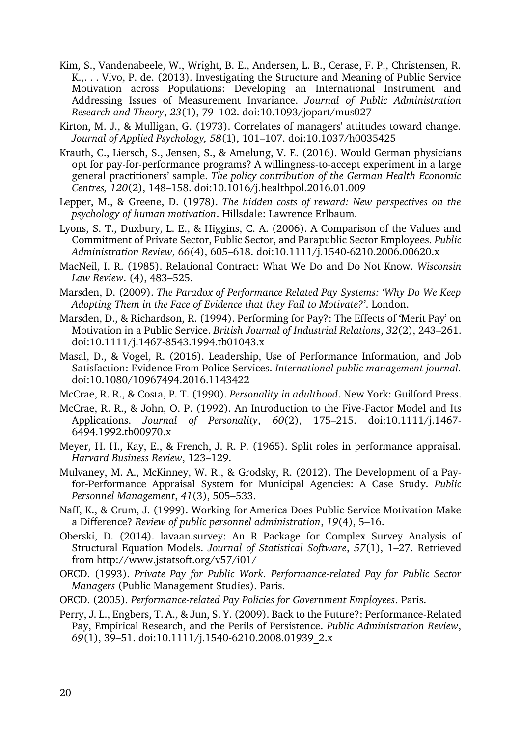Kim, S., Vandenabeele, W., Wright, B. E., Andersen, L. B., Cerase, F. P., Christensen, R. K.,. . . Vivo, P. de. (2013). Investigating the Structure and Meaning of Public Service Motivation across Populations: Developing an International Instrument and Addressing Issues of Measurement Invariance. *Journal of Public Administration Research and Theory*, *23*(1), 79–102. doi:10.1093/jopart/mus027

Kirton, M. J., & Mulligan, G. (1973). Correlates of managers' attitudes toward change. *Journal of Applied Psychology, 58*(1), 101–107. doi:10.1037/h0035425

Krauth, C., Liersch, S., Jensen, S., & Amelung, V. E. (2016). Would German physicians opt for pay-for-performance programs? A willingness-to-accept experiment in a large general practitioners' sample. *The policy contribution of the German Health Economic Centres, 120*(2), 148–158. doi:10.1016/j.healthpol.2016.01.009

Lepper, M., & Greene, D. (1978). *The hidden costs of reward: New perspectives on the psychology of human motivation*. Hillsdale: Lawrence Erlbaum.

Lyons, S. T., Duxbury, L. E., & Higgins, C. A. (2006). A Comparison of the Values and Commitment of Private Sector, Public Sector, and Parapublic Sector Employees. *Public Administration Review*, *66*(4), 605–618. doi:10.1111/j.1540-6210.2006.00620.x

MacNeil, I. R. (1985). Relational Contract: What We Do and Do Not Know. *Wisconsin Law Review*. (4), 483–525.

Marsden, D. (2009). *The Paradox of Performance Related Pay Systems: 'Why Do We Keep Adopting Them in the Face of Evidence that they Fail to Motivate?'*. London.

Marsden, D., & Richardson, R. (1994). Performing for Pay?: The Effects of 'Merit Pay' on Motivation in a Public Service. *British Journal of Industrial Relations*, *32*(2), 243–261. doi:10.1111/j.1467-8543.1994.tb01043.x

Masal, D., & Vogel, R. (2016). Leadership, Use of Performance Information, and Job Satisfaction: Evidence From Police Services. *International public management journal.* doi:10.1080/10967494.2016.1143422

McCrae, R. R., & Costa, P. T. (1990). *Personality in adulthood*. New York: Guilford Press.

McCrae, R. R., & John, O. P. (1992). An Introduction to the Five-Factor Model and Its Applications. *Journal of Personality*, *60*(2), 175–215. doi:10.1111/j.1467-6494.1992.tb00970.x

Meyer, H. H., Kay, E., & French, J. R. P. (1965). Split roles in performance appraisal. *Harvard Business Review*, 123–129.

Mulvaney, M. A., McKinney, W. R., & Grodsky, R. (2012). The Development of a Pay-for-Performance Appraisal System for Municipal Agencies: A Case Study. *Public Personnel Management*, *41*(3), 505–533.

Naff, K., & Crum, J. (1999). Working for America Does Public Service Motivation Make a Difference? *Review of public personnel administration*, *19*(4), 5–16.

Oberski, D. (2014). lavaan.survey: An R Package for Complex Survey Analysis of Structural Equation Models. *Journal of Statistical Software*, *57*(1), 1–27. Retrieved from http://www.jstatsoft.org/v57/i01/

OECD. (1993). *Private Pay for Public Work. Performance-related Pay for Public Sector Managers* (Public Management Studies). Paris.

OECD. (2005). *Performance-related Pay Policies for Government Employees*. Paris.

Perry, J. L., Engbers, T. A., & Jun, S. Y. (2009). Back to the Future?: Performance-Related Pay, Empirical Research, and the Perils of Persistence. *Public Administration Review*, *69*(1), 39–51. doi:10.1111/j.1540-6210.2008.01939_2.x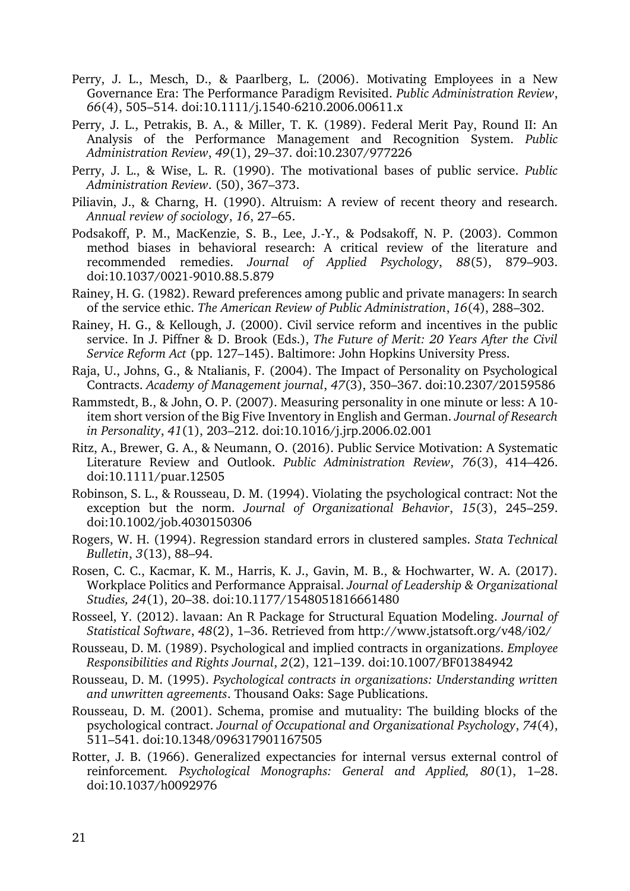Perry, J. L., Mesch, D., & Paarlberg, L. (2006). Motivating Employees in a New Governance Era: The Performance Paradigm Revisited. *Public Administration Review*, *66*(4), 505–514. doi:10.1111/j.1540-6210.2006.00611.x

Perry, J. L., Petrakis, B. A., & Miller, T. K. (1989). Federal Merit Pay, Round II: An Analysis of the Performance Management and Recognition System. *Public Administration Review*, *49*(1), 29–37. doi:10.2307/977226

Perry, J. L., & Wise, L. R. (1990). The motivational bases of public service. *Public Administration Review*. (50), 367–373.

Piliavin, J., & Charng, H. (1990). Altruism: A review of recent theory and research. *Annual review of sociology*, *16*, 27–65.

Podsakoff, P. M., MacKenzie, S. B., Lee, J.-Y., & Podsakoff, N. P. (2003). Common method biases in behavioral research: A critical review of the literature and recommended remedies. *Journal of Applied Psychology*, *88*(5), 879–903. doi:10.1037/0021-9010.88.5.879

Rainey, H. G. (1982). Reward preferences among public and private managers: In search of the service ethic. *The American Review of Public Administration*, *16*(4), 288–302.

Rainey, H. G., & Kellough, J. (2000). Civil service reform and incentives in the public service. In J. Piffner & D. Brook (Eds.), *The Future of Merit: 20 Years After the Civil Service Reform Act* (pp. 127–145). Baltimore: John Hopkins University Press.

Raja, U., Johns, G., & Ntalianis, F. (2004). The Impact of Personality on Psychological Contracts. *Academy of Management journal*, *47*(3), 350–367. doi:10.2307/20159586

Rammstedt, B., & John, O. P. (2007). Measuring personality in one minute or less: A 10-item short version of the Big Five Inventory in English and German. *Journal of Research in Personality*, *41*(1), 203–212. doi:10.1016/j.jrp.2006.02.001

Ritz, A., Brewer, G. A., & Neumann, O. (2016). Public Service Motivation: A Systematic Literature Review and Outlook. *Public Administration Review*, *76*(3), 414–426. doi:10.1111/puar.12505

Robinson, S. L., & Rousseau, D. M. (1994). Violating the psychological contract: Not the exception but the norm. *Journal of Organizational Behavior*, *15*(3), 245–259. doi:10.1002/job.4030150306

Rogers, W. H. (1994). Regression standard errors in clustered samples. *Stata Technical Bulletin*, *3*(13), 88–94.

Rosen, C. C., Kacmar, K. M., Harris, K. J., Gavin, M. B., & Hochwarter, W. A. (2017). Workplace Politics and Performance Appraisal. *Journal of Leadership & Organizational Studies, 24*(1), 20–38. doi:10.1177/1548051816661480

Rosseel, Y. (2012). lavaan: An R Package for Structural Equation Modeling. *Journal of Statistical Software*, *48*(2), 1–36. Retrieved from http://www.jstatsoft.org/v48/i02/

Rousseau, D. M. (1989). Psychological and implied contracts in organizations. *Employee Responsibilities and Rights Journal*, *2*(2), 121–139. doi:10.1007/BF01384942

Rousseau, D. M. (1995). *Psychological contracts in organizations: Understanding written and unwritten agreements*. Thousand Oaks: Sage Publications.

Rousseau, D. M. (2001). Schema, promise and mutuality: The building blocks of the psychological contract. *Journal of Occupational and Organizational Psychology*, *74*(4), 511–541. doi:10.1348/096317901167505

Rotter, J. B. (1966). Generalized expectancies for internal versus external control of reinforcement. *Psychological Monographs: General and Applied, 80*(1), 1–28. doi:10.1037/h0092976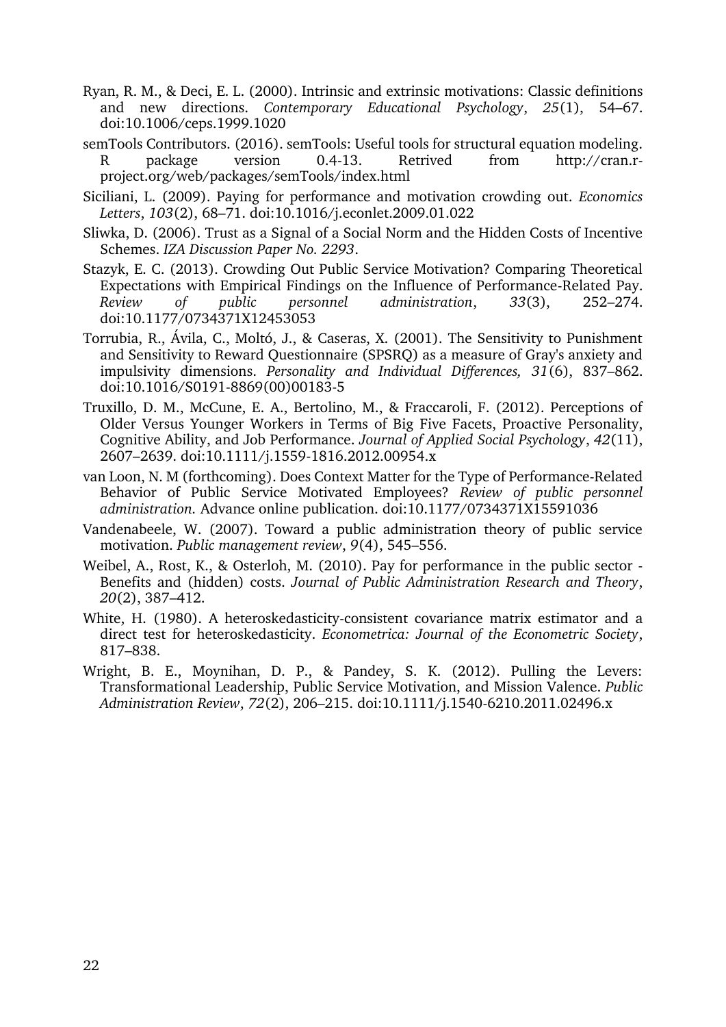Ryan, R. M., & Deci, E. L. (2000). Intrinsic and extrinsic motivations: Classic definitions and new directions. *Contemporary Educational Psychology*, *25*(1), 54–67. doi:10.1006/ceps.1999.1020

semTools Contributors. (2016). semTools: Useful tools for structural equation modeling. R package version 0.4-13. Retrived from http://cran.r-project.org/web/packages/semTools/index.html

Siciliani, L. (2009). Paying for performance and motivation crowding out. *Economics Letters*, *103*(2), 68–71. doi:10.1016/j.econlet.2009.01.022

Sliwka, D. (2006). Trust as a Signal of a Social Norm and the Hidden Costs of Incentive Schemes. *IZA Discussion Paper No. 2293*.

Stazyk, E. C. (2013). Crowding Out Public Service Motivation? Comparing Theoretical Expectations with Empirical Findings on the Influence of Performance-Related Pay. *Review of public personnel administration*, *33*(3), 252–274. doi:10.1177/0734371X12453053

Torrubia, R., Ávila, C., Moltó, J., & Caseras, X. (2001). The Sensitivity to Punishment and Sensitivity to Reward Questionnaire (SPSRQ) as a measure of Gray's anxiety and impulsivity dimensions. *Personality and Individual Differences, 31*(6), 837–862. doi:10.1016/S0191-8869(00)00183-5

Truxillo, D. M., McCune, E. A., Bertolino, M., & Fraccaroli, F. (2012). Perceptions of Older Versus Younger Workers in Terms of Big Five Facets, Proactive Personality, Cognitive Ability, and Job Performance. *Journal of Applied Social Psychology*, *42*(11), 2607–2639. doi:10.1111/j.1559-1816.2012.00954.x

van Loon, N. M (forthcoming). Does Context Matter for the Type of Performance-Related Behavior of Public Service Motivated Employees? *Review of public personnel administration.* Advance online publication. doi:10.1177/0734371X15591036

Vandenabeele, W. (2007). Toward a public administration theory of public service motivation. *Public management review*, *9*(4), 545–556.

Weibel, A., Rost, K., & Osterloh, M. (2010). Pay for performance in the public sector - Benefits and (hidden) costs. *Journal of Public Administration Research and Theory*, *20*(2), 387–412.

White, H. (1980). A heteroskedasticity-consistent covariance matrix estimator and a direct test for heteroskedasticity. *Econometrica: Journal of the Econometric Society*, 817–838.

Wright, B. E., Moynihan, D. P., & Pandey, S. K. (2012). Pulling the Levers: Transformational Leadership, Public Service Motivation, and Mission Valence. *Public Administration Review*, *72*(2), 206–215. doi:10.1111/j.1540-6210.2011.02496.x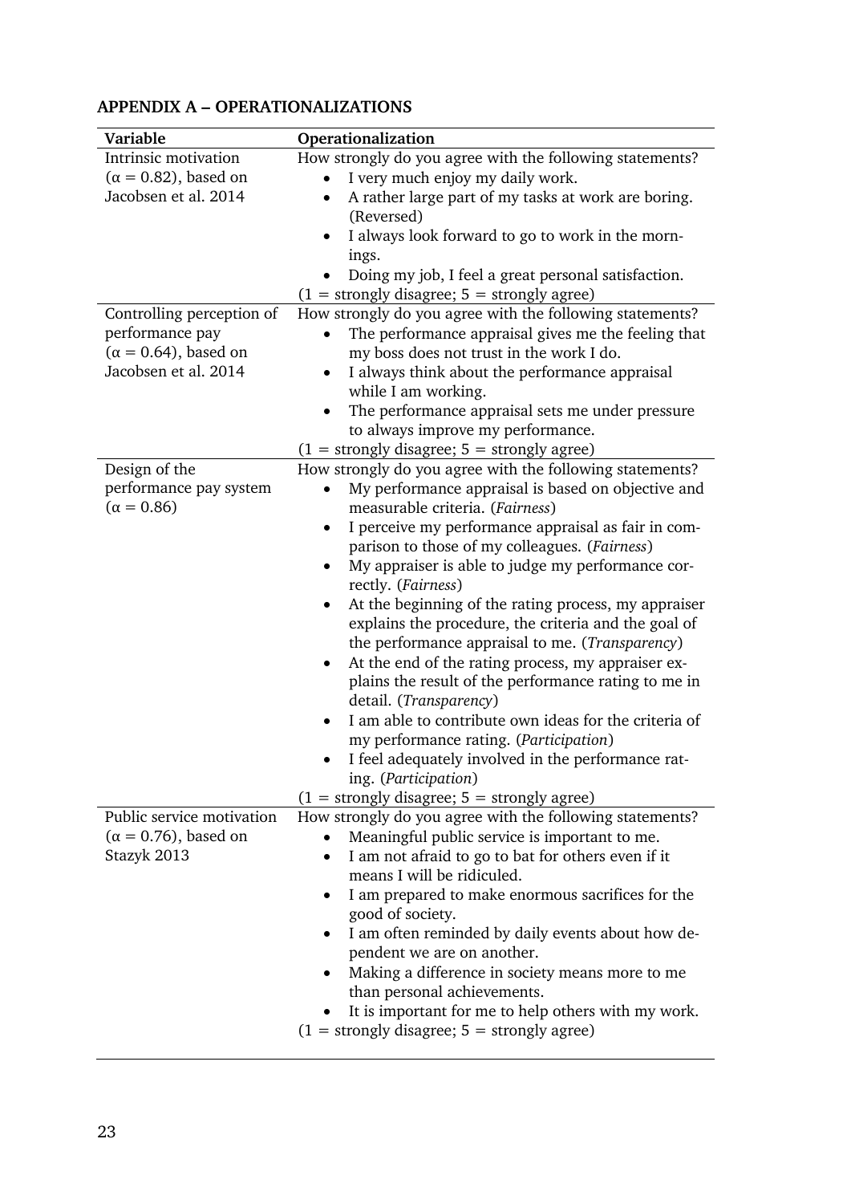## APPENDIX A – OPERATIONALIZATIONS

| Variable | Operationalization |
| --- | --- |
| Intrinsic motivation ($\alpha = 0.82$), based on Jacobsen et al. 2014 | How strongly do you agree with the following statements?<br>• I very much enjoy my daily work.<br>• A rather large part of my tasks at work are boring. (Reversed)<br>• I always look forward to go to work in the mornings.<br>• Doing my job, I feel a great personal satisfaction.<br>(1 = strongly disagree; 5 = strongly agree) |
| Controlling perception of performance pay ($\alpha = 0.64$), based on Jacobsen et al. 2014 | How strongly do you agree with the following statements?<br>• The performance appraisal gives me the feeling that my boss does not trust in the work I do.<br>• I always think about the performance appraisal while I am working.<br>• The performance appraisal sets me under pressure to always improve my performance.<br>(1 = strongly disagree; 5 = strongly agree) |
| Design of the performance pay system ($\alpha = 0.86$) | How strongly do you agree with the following statements?<br>• My performance appraisal is based on objective and measurable criteria. (*Fairness*)<br>• I perceive my performance appraisal as fair in comparison to those of my colleagues. (*Fairness*)<br>• My appraiser is able to judge my performance correctly. (*Fairness*)<br>• At the beginning of the rating process, my appraiser explains the procedure, the criteria and the goal of the performance appraisal to me. (*Transparency*)<br>• At the end of the rating process, my appraiser explains the result of the performance rating to me in detail. (*Transparency*)<br>• I am able to contribute own ideas for the criteria of my performance rating. (*Participation*)<br>• I feel adequately involved in the performance rating. (*Participation*)<br>(1 = strongly disagree; 5 = strongly agree) |
| Public service motivation ($\alpha = 0.76$), based on Stazyk 2013 | How strongly do you agree with the following statements?<br>• Meaningful public service is important to me.<br>• I am not afraid to go to bat for others even if it means I will be ridiculed.<br>• I am prepared to make enormous sacrifices for the good of society.<br>• I am often reminded by daily events about how dependent we are on another.<br>• Making a difference in society means more to me than personal achievements.<br>• It is important for me to help others with my work.<br>(1 = strongly disagree; 5 = strongly agree) |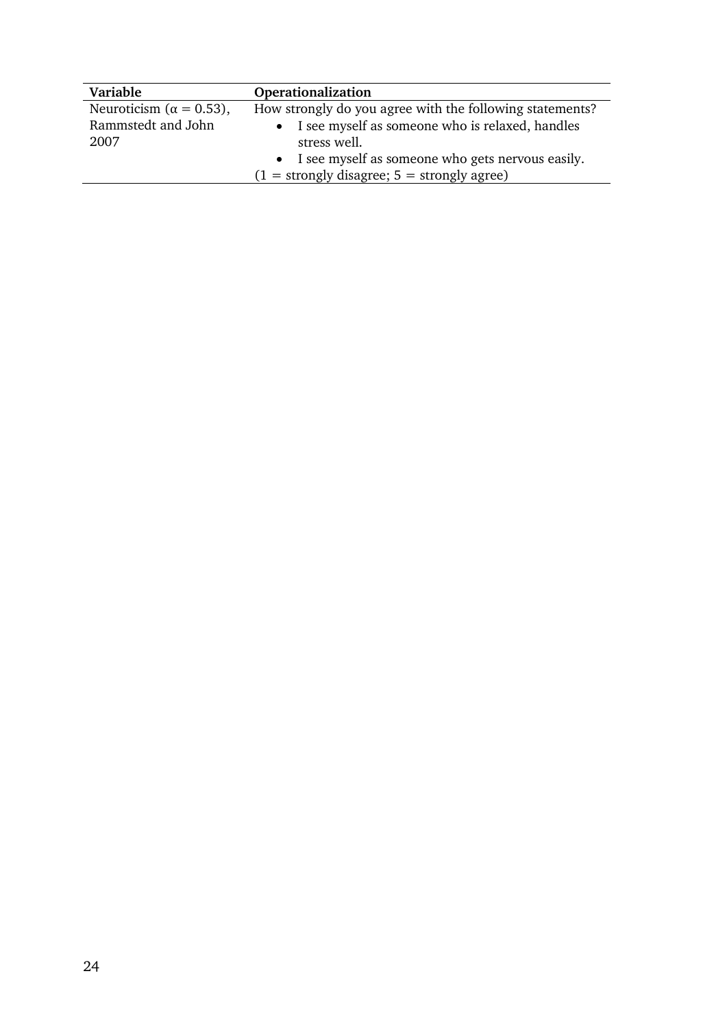| Variable | Operationalization |
|---|---|
| Neuroticism (α = 0.53), Rammstedt and John 2007 | How strongly do you agree with the following statements?<br>• I see myself as someone who is relaxed, handles stress well.<br>• I see myself as someone who gets nervous easily.<br>(1 = strongly disagree; 5 = strongly agree) |